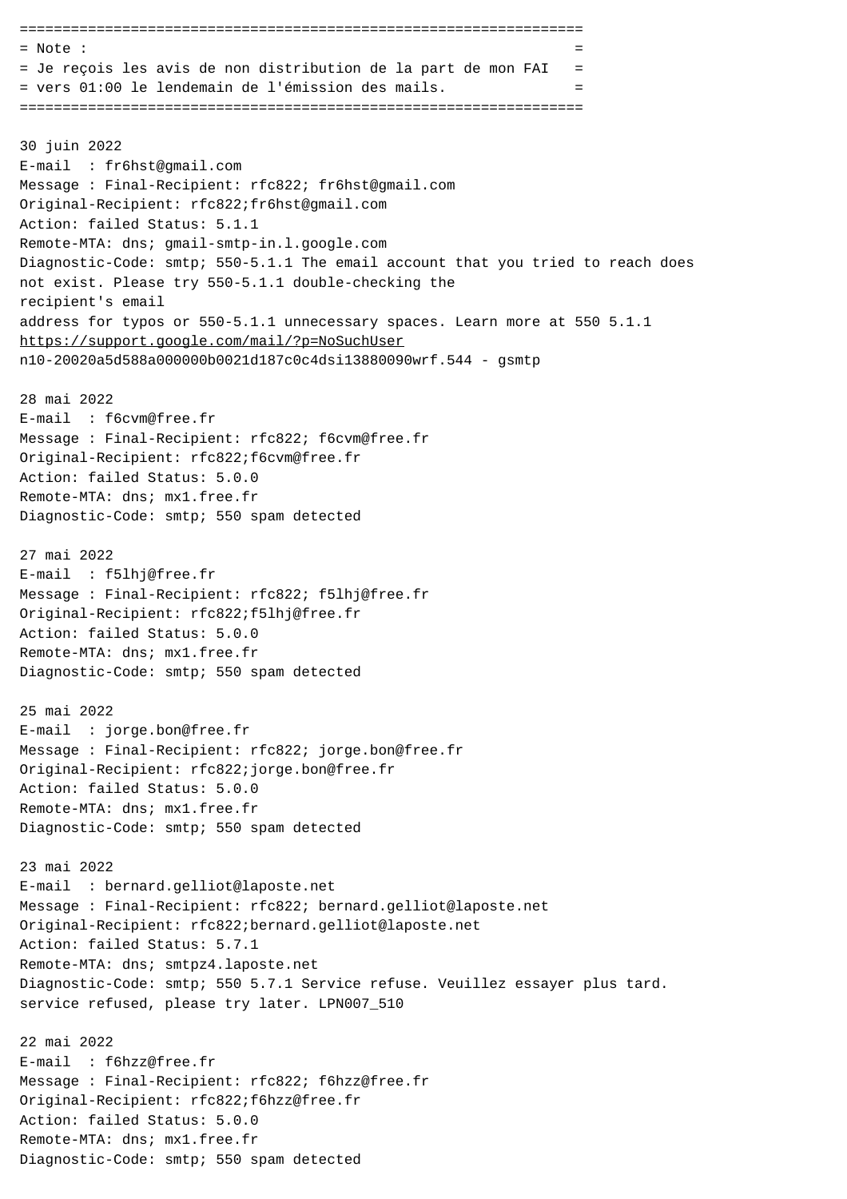```
=================================================================
= Note :                                                        =
= Je reçois les avis de non distribution de la part de mon FAI  =
= vers 01:00 le lendemain de l'émission des mails.              =
=================================================================
```

30 juin 2022
E-mail : fr6hst@gmail.com
Message : Final-Recipient: rfc822; fr6hst@gmail.com
Original-Recipient: rfc822;fr6hst@gmail.com
Action: failed Status: 5.1.1
Remote-MTA: dns; gmail-smtp-in.l.google.com
Diagnostic-Code: smtp; 550-5.1.1 The email account that you tried to reach does not exist. Please try 550-5.1.1 double-checking the
recipient's email
address for typos or 550-5.1.1 unnecessary spaces. Learn more at 550 5.1.1
https://support.google.com/mail/?p=NoSuchUser
n10-20020a5d588a000000b0021d187c0c4dsi13880090wrf.544 - gsmtp

28 mai 2022
E-mail : f6cvm@free.fr
Message : Final-Recipient: rfc822; f6cvm@free.fr
Original-Recipient: rfc822;f6cvm@free.fr
Action: failed Status: 5.0.0
Remote-MTA: dns; mx1.free.fr
Diagnostic-Code: smtp; 550 spam detected

27 mai 2022
E-mail : f5lhj@free.fr
Message : Final-Recipient: rfc822; f5lhj@free.fr
Original-Recipient: rfc822;f5lhj@free.fr
Action: failed Status: 5.0.0
Remote-MTA: dns; mx1.free.fr
Diagnostic-Code: smtp; 550 spam detected

25 mai 2022
E-mail : jorge.bon@free.fr
Message : Final-Recipient: rfc822; jorge.bon@free.fr
Original-Recipient: rfc822;jorge.bon@free.fr
Action: failed Status: 5.0.0
Remote-MTA: dns; mx1.free.fr
Diagnostic-Code: smtp; 550 spam detected

23 mai 2022
E-mail : bernard.gelliot@laposte.net
Message : Final-Recipient: rfc822; bernard.gelliot@laposte.net
Original-Recipient: rfc822;bernard.gelliot@laposte.net
Action: failed Status: 5.7.1
Remote-MTA: dns; smtpz4.laposte.net
Diagnostic-Code: smtp; 550 5.7.1 Service refuse. Veuillez essayer plus tard.
service refused, please try later. LPN007_510

22 mai 2022
E-mail : f6hzz@free.fr
Message : Final-Recipient: rfc822; f6hzz@free.fr
Original-Recipient: rfc822;f6hzz@free.fr
Action: failed Status: 5.0.0
Remote-MTA: dns; mx1.free.fr
Diagnostic-Code: smtp; 550 spam detected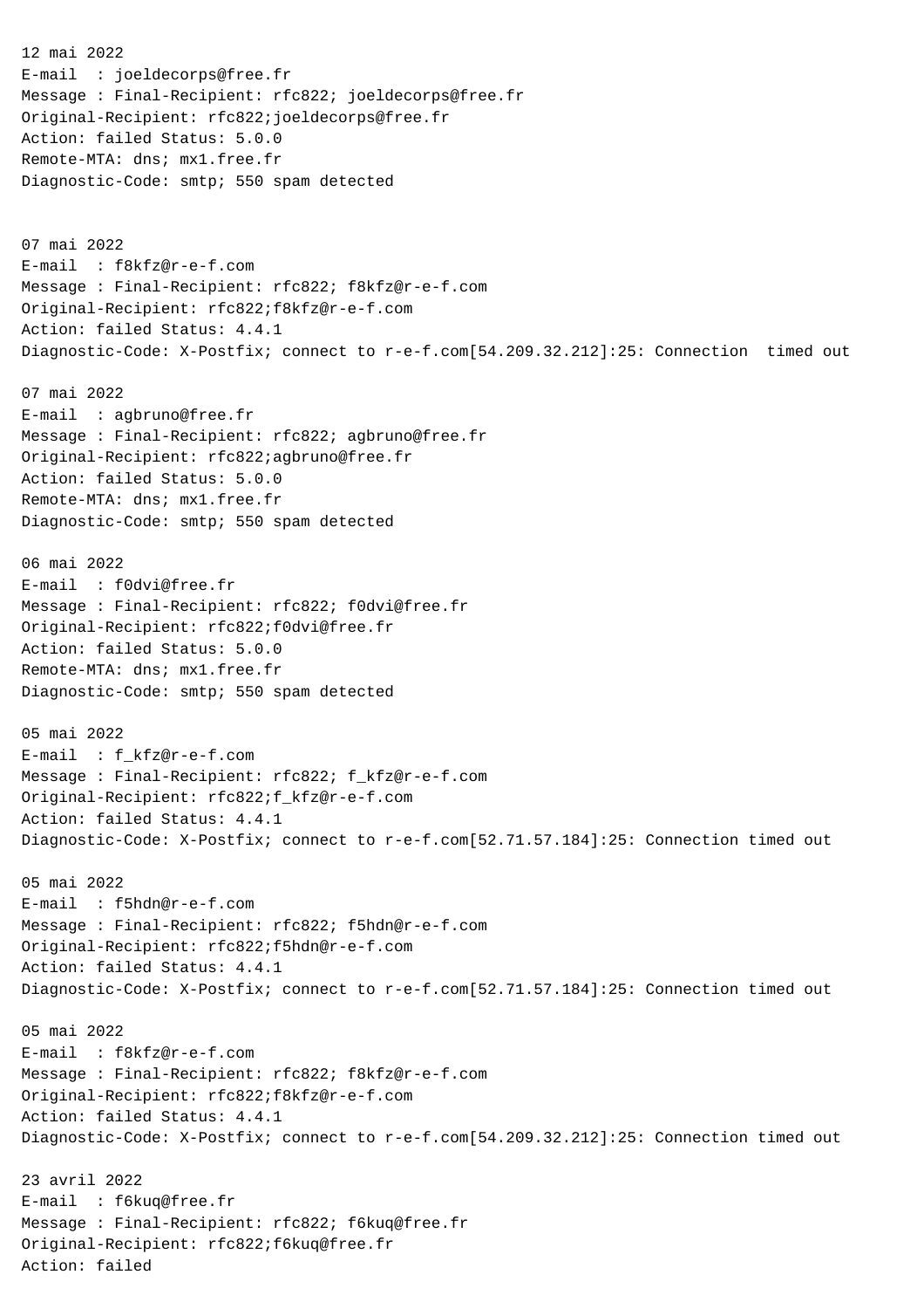12 mai 2022
E-mail : joeldecorps@free.fr
Message : Final-Recipient: rfc822; joeldecorps@free.fr
Original-Recipient: rfc822;joeldecorps@free.fr
Action: failed Status: 5.0.0
Remote-MTA: dns; mx1.free.fr
Diagnostic-Code: smtp; 550 spam detected

07 mai 2022
E-mail : f8kfz@r-e-f.com
Message : Final-Recipient: rfc822; f8kfz@r-e-f.com
Original-Recipient: rfc822;f8kfz@r-e-f.com
Action: failed Status: 4.4.1
Diagnostic-Code: X-Postfix; connect to r-e-f.com[54.209.32.212]:25: Connection timed out

07 mai 2022
E-mail : agbruno@free.fr
Message : Final-Recipient: rfc822; agbruno@free.fr
Original-Recipient: rfc822;agbruno@free.fr
Action: failed Status: 5.0.0
Remote-MTA: dns; mx1.free.fr
Diagnostic-Code: smtp; 550 spam detected

06 mai 2022
E-mail : f0dvi@free.fr
Message : Final-Recipient: rfc822; f0dvi@free.fr
Original-Recipient: rfc822;f0dvi@free.fr
Action: failed Status: 5.0.0
Remote-MTA: dns; mx1.free.fr
Diagnostic-Code: smtp; 550 spam detected

05 mai 2022
E-mail : f_kfz@r-e-f.com
Message : Final-Recipient: rfc822; f_kfz@r-e-f.com
Original-Recipient: rfc822;f_kfz@r-e-f.com
Action: failed Status: 4.4.1
Diagnostic-Code: X-Postfix; connect to r-e-f.com[52.71.57.184]:25: Connection timed out

05 mai 2022
E-mail : f5hdn@r-e-f.com
Message : Final-Recipient: rfc822; f5hdn@r-e-f.com
Original-Recipient: rfc822;f5hdn@r-e-f.com
Action: failed Status: 4.4.1
Diagnostic-Code: X-Postfix; connect to r-e-f.com[52.71.57.184]:25: Connection timed out

05 mai 2022
E-mail : f8kfz@r-e-f.com
Message : Final-Recipient: rfc822; f8kfz@r-e-f.com
Original-Recipient: rfc822;f8kfz@r-e-f.com
Action: failed Status: 4.4.1
Diagnostic-Code: X-Postfix; connect to r-e-f.com[54.209.32.212]:25: Connection timed out

23 avril 2022
E-mail : f6kuq@free.fr
Message : Final-Recipient: rfc822; f6kuq@free.fr
Original-Recipient: rfc822;f6kuq@free.fr
Action: failed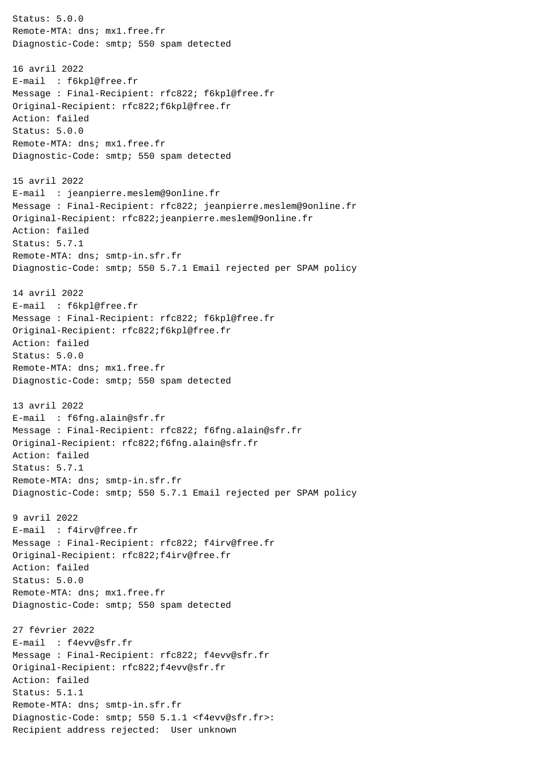Status: 5.0.0
Remote-MTA: dns; mx1.free.fr
Diagnostic-Code: smtp; 550 spam detected

16 avril 2022
E-mail : f6kpl@free.fr
Message : Final-Recipient: rfc822; f6kpl@free.fr
Original-Recipient: rfc822;f6kpl@free.fr
Action: failed
Status: 5.0.0
Remote-MTA: dns; mx1.free.fr
Diagnostic-Code: smtp; 550 spam detected

15 avril 2022
E-mail : jeanpierre.meslem@9online.fr
Message : Final-Recipient: rfc822; jeanpierre.meslem@9online.fr
Original-Recipient: rfc822;jeanpierre.meslem@9online.fr
Action: failed
Status: 5.7.1
Remote-MTA: dns; smtp-in.sfr.fr
Diagnostic-Code: smtp; 550 5.7.1 Email rejected per SPAM policy

14 avril 2022
E-mail : f6kpl@free.fr
Message : Final-Recipient: rfc822; f6kpl@free.fr
Original-Recipient: rfc822;f6kpl@free.fr
Action: failed
Status: 5.0.0
Remote-MTA: dns; mx1.free.fr
Diagnostic-Code: smtp; 550 spam detected

13 avril 2022
E-mail : f6fng.alain@sfr.fr
Message : Final-Recipient: rfc822; f6fng.alain@sfr.fr
Original-Recipient: rfc822;f6fng.alain@sfr.fr
Action: failed
Status: 5.7.1
Remote-MTA: dns; smtp-in.sfr.fr
Diagnostic-Code: smtp; 550 5.7.1 Email rejected per SPAM policy

9 avril 2022
E-mail : f4irv@free.fr
Message : Final-Recipient: rfc822; f4irv@free.fr
Original-Recipient: rfc822;f4irv@free.fr
Action: failed
Status: 5.0.0
Remote-MTA: dns; mx1.free.fr
Diagnostic-Code: smtp; 550 spam detected

27 février 2022
E-mail : f4evv@sfr.fr
Message : Final-Recipient: rfc822; f4evv@sfr.fr
Original-Recipient: rfc822;f4evv@sfr.fr
Action: failed
Status: 5.1.1
Remote-MTA: dns; smtp-in.sfr.fr
Diagnostic-Code: smtp; 550 5.1.1 <f4evv@sfr.fr>:
Recipient address rejected: User unknown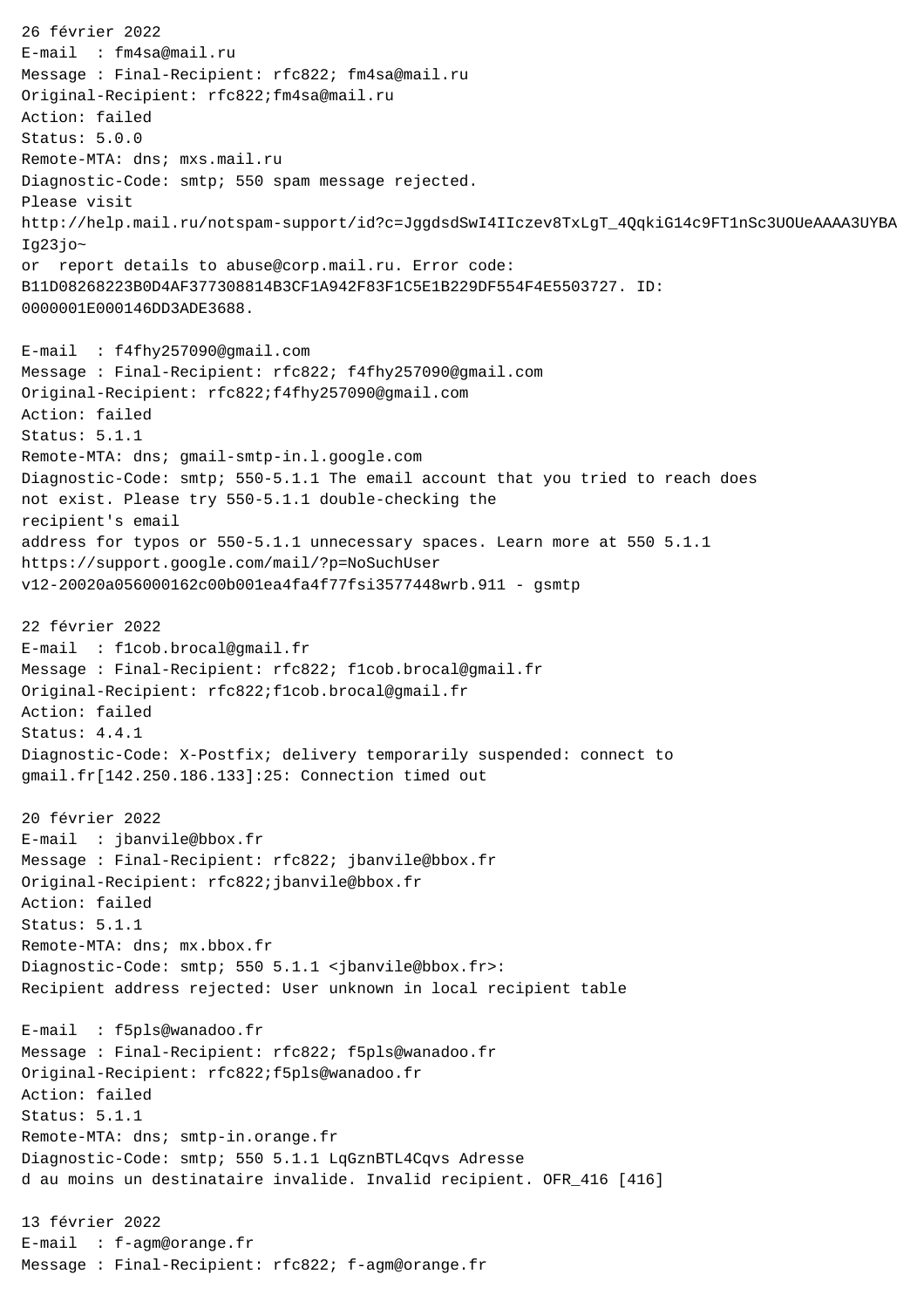26 février 2022
E-mail  : fm4sa@mail.ru
Message : Final-Recipient: rfc822; fm4sa@mail.ru
Original-Recipient: rfc822;fm4sa@mail.ru
Action: failed
Status: 5.0.0
Remote-MTA: dns; mxs.mail.ru
Diagnostic-Code: smtp; 550 spam message rejected.
Please visit
http://help.mail.ru/notspam-support/id?c=JggdsdSwI4IIczev8TxLgT_4QqkiG14c9FT1nSc3UOUeAAAA3UYBAIg23jo~
or  report details to abuse@corp.mail.ru. Error code:
B11D08268223B0D4AF377308814B3CF1A942F83F1C5E1B229DF554F4E5503727. ID:
0000001E000146DD3ADE3688.

E-mail  : f4fhy257090@gmail.com
Message : Final-Recipient: rfc822; f4fhy257090@gmail.com
Original-Recipient: rfc822;f4fhy257090@gmail.com
Action: failed
Status: 5.1.1
Remote-MTA: dns; gmail-smtp-in.l.google.com
Diagnostic-Code: smtp; 550-5.1.1 The email account that you tried to reach does
not exist. Please try 550-5.1.1 double-checking the
recipient's email
address for typos or 550-5.1.1 unnecessary spaces. Learn more at 550 5.1.1
https://support.google.com/mail/?p=NoSuchUser
v12-20020a056000162c00b001ea4fa4f77fsi3577448wrb.911 - gsmtp

22 février 2022
E-mail  : f1cob.brocal@gmail.fr
Message : Final-Recipient: rfc822; f1cob.brocal@gmail.fr
Original-Recipient: rfc822;f1cob.brocal@gmail.fr
Action: failed
Status: 4.4.1
Diagnostic-Code: X-Postfix; delivery temporarily suspended: connect to
gmail.fr[142.250.186.133]:25: Connection timed out

20 février 2022
E-mail  : jbanvile@bbox.fr
Message : Final-Recipient: rfc822; jbanvile@bbox.fr
Original-Recipient: rfc822;jbanvile@bbox.fr
Action: failed
Status: 5.1.1
Remote-MTA: dns; mx.bbox.fr
Diagnostic-Code: smtp; 550 5.1.1 <jbanvile@bbox.fr>:
Recipient address rejected: User unknown in local recipient table

E-mail  : f5pls@wanadoo.fr
Message : Final-Recipient: rfc822; f5pls@wanadoo.fr
Original-Recipient: rfc822;f5pls@wanadoo.fr
Action: failed
Status: 5.1.1
Remote-MTA: dns; smtp-in.orange.fr
Diagnostic-Code: smtp; 550 5.1.1 LqGznBTL4Cqvs Adresse
d au moins un destinataire invalide. Invalid recipient. OFR_416 [416]

13 février 2022
E-mail  : f-agm@orange.fr
Message : Final-Recipient: rfc822; f-agm@orange.fr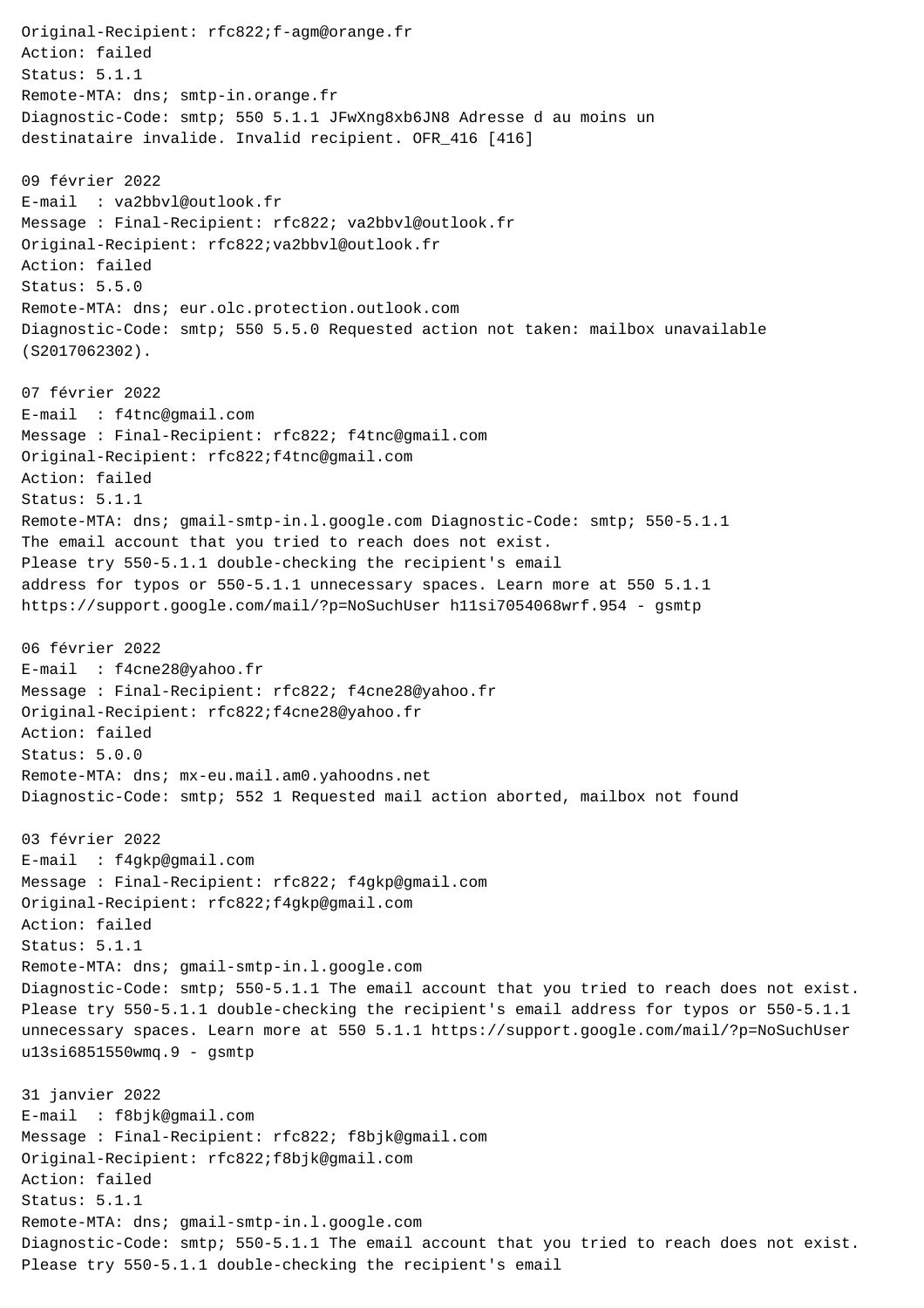Original-Recipient: rfc822;f-agm@orange.fr
Action: failed
Status: 5.1.1
Remote-MTA: dns; smtp-in.orange.fr
Diagnostic-Code: smtp; 550 5.1.1 JFwXng8xb6JN8 Adresse d au moins un
destinataire invalide. Invalid recipient. OFR_416 [416]

09 février 2022
E-mail : va2bbvl@outlook.fr
Message : Final-Recipient: rfc822; va2bbvl@outlook.fr
Original-Recipient: rfc822;va2bbvl@outlook.fr
Action: failed
Status: 5.5.0
Remote-MTA: dns; eur.olc.protection.outlook.com
Diagnostic-Code: smtp; 550 5.5.0 Requested action not taken: mailbox unavailable
(S2017062302).

07 février 2022
E-mail : f4tnc@gmail.com
Message : Final-Recipient: rfc822; f4tnc@gmail.com
Original-Recipient: rfc822;f4tnc@gmail.com
Action: failed
Status: 5.1.1
Remote-MTA: dns; gmail-smtp-in.l.google.com Diagnostic-Code: smtp; 550-5.1.1
The email account that you tried to reach does not exist.
Please try 550-5.1.1 double-checking the recipient's email
address for typos or 550-5.1.1 unnecessary spaces. Learn more at 550 5.1.1
https://support.google.com/mail/?p=NoSuchUser h11si7054068wrf.954 - gsmtp

06 février 2022
E-mail : f4cne28@yahoo.fr
Message : Final-Recipient: rfc822; f4cne28@yahoo.fr
Original-Recipient: rfc822;f4cne28@yahoo.fr
Action: failed
Status: 5.0.0
Remote-MTA: dns; mx-eu.mail.am0.yahoodns.net
Diagnostic-Code: smtp; 552 1 Requested mail action aborted, mailbox not found

03 février 2022
E-mail : f4gkp@gmail.com
Message : Final-Recipient: rfc822; f4gkp@gmail.com
Original-Recipient: rfc822;f4gkp@gmail.com
Action: failed
Status: 5.1.1
Remote-MTA: dns; gmail-smtp-in.l.google.com
Diagnostic-Code: smtp; 550-5.1.1 The email account that you tried to reach does not exist.
Please try 550-5.1.1 double-checking the recipient's email address for typos or 550-5.1.1
unnecessary spaces. Learn more at 550 5.1.1 https://support.google.com/mail/?p=NoSuchUser
u13si6851550wmq.9 - gsmtp

31 janvier 2022
E-mail : f8bjk@gmail.com
Message : Final-Recipient: rfc822; f8bjk@gmail.com
Original-Recipient: rfc822;f8bjk@gmail.com
Action: failed
Status: 5.1.1
Remote-MTA: dns; gmail-smtp-in.l.google.com
Diagnostic-Code: smtp; 550-5.1.1 The email account that you tried to reach does not exist.
Please try 550-5.1.1 double-checking the recipient's email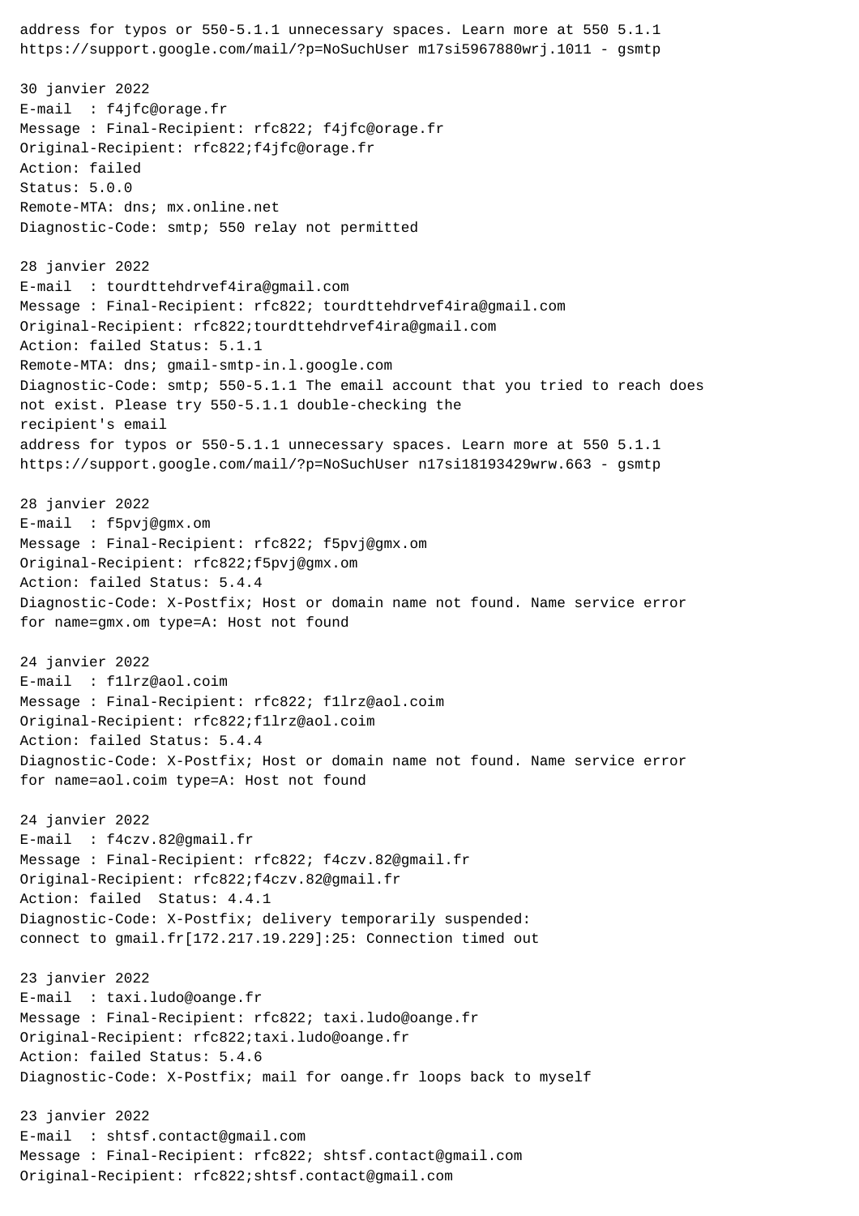address for typos or 550-5.1.1 unnecessary spaces. Learn more at 550 5.1.1
https://support.google.com/mail/?p=NoSuchUser m17si5967880wrj.1011 - gsmtp

30 janvier 2022
E-mail : f4jfc@orage.fr
Message : Final-Recipient: rfc822; f4jfc@orage.fr
Original-Recipient: rfc822;f4jfc@orage.fr
Action: failed
Status: 5.0.0
Remote-MTA: dns; mx.online.net
Diagnostic-Code: smtp; 550 relay not permitted

28 janvier 2022
E-mail : tourdttehdrvef4ira@gmail.com
Message : Final-Recipient: rfc822; tourdttehdrvef4ira@gmail.com
Original-Recipient: rfc822;tourdttehdrvef4ira@gmail.com
Action: failed Status: 5.1.1
Remote-MTA: dns; gmail-smtp-in.l.google.com
Diagnostic-Code: smtp; 550-5.1.1 The email account that you tried to reach does not exist. Please try 550-5.1.1 double-checking the
recipient's email
address for typos or 550-5.1.1 unnecessary spaces. Learn more at 550 5.1.1
https://support.google.com/mail/?p=NoSuchUser n17si18193429wrw.663 - gsmtp

28 janvier 2022
E-mail : f5pvj@gmx.om
Message : Final-Recipient: rfc822; f5pvj@gmx.om
Original-Recipient: rfc822;f5pvj@gmx.om
Action: failed Status: 5.4.4
Diagnostic-Code: X-Postfix; Host or domain name not found. Name service error for name=gmx.om type=A: Host not found

24 janvier 2022
E-mail : f1lrz@aol.coim
Message : Final-Recipient: rfc822; f1lrz@aol.coim
Original-Recipient: rfc822;f1lrz@aol.coim
Action: failed Status: 5.4.4
Diagnostic-Code: X-Postfix; Host or domain name not found. Name service error for name=aol.coim type=A: Host not found

24 janvier 2022
E-mail : f4czv.82@gmail.fr
Message : Final-Recipient: rfc822; f4czv.82@gmail.fr
Original-Recipient: rfc822;f4czv.82@gmail.fr
Action: failed Status: 4.4.1
Diagnostic-Code: X-Postfix; delivery temporarily suspended:
connect to gmail.fr[172.217.19.229]:25: Connection timed out

23 janvier 2022
E-mail : taxi.ludo@oange.fr
Message : Final-Recipient: rfc822; taxi.ludo@oange.fr
Original-Recipient: rfc822;taxi.ludo@oange.fr
Action: failed Status: 5.4.6
Diagnostic-Code: X-Postfix; mail for oange.fr loops back to myself

23 janvier 2022
E-mail : shtsf.contact@gmail.com
Message : Final-Recipient: rfc822; shtsf.contact@gmail.com
Original-Recipient: rfc822;shtsf.contact@gmail.com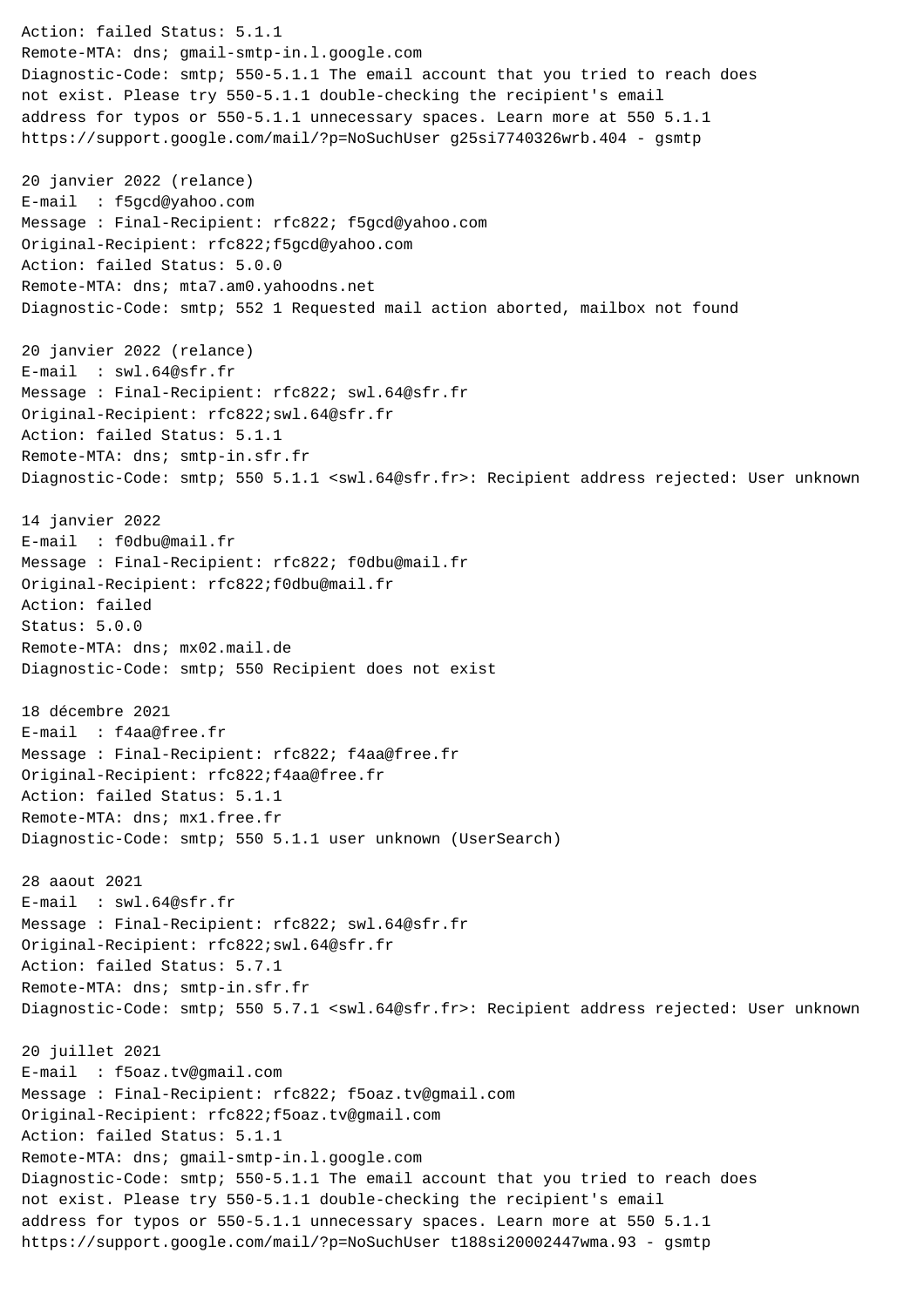Action: failed Status: 5.1.1
Remote-MTA: dns; gmail-smtp-in.l.google.com
Diagnostic-Code: smtp; 550-5.1.1 The email account that you tried to reach does not exist. Please try 550-5.1.1 double-checking the recipient's email address for typos or 550-5.1.1 unnecessary spaces. Learn more at 550 5.1.1 https://support.google.com/mail/?p=NoSuchUser g25si7740326wrb.404 - gsmtp

20 janvier 2022 (relance)
E-mail : f5gcd@yahoo.com
Message : Final-Recipient: rfc822; f5gcd@yahoo.com
Original-Recipient: rfc822;f5gcd@yahoo.com
Action: failed Status: 5.0.0
Remote-MTA: dns; mta7.am0.yahoodns.net
Diagnostic-Code: smtp; 552 1 Requested mail action aborted, mailbox not found

20 janvier 2022 (relance)
E-mail : swl.64@sfr.fr
Message : Final-Recipient: rfc822; swl.64@sfr.fr
Original-Recipient: rfc822;swl.64@sfr.fr
Action: failed Status: 5.1.1
Remote-MTA: dns; smtp-in.sfr.fr
Diagnostic-Code: smtp; 550 5.1.1 <swl.64@sfr.fr>: Recipient address rejected: User unknown

14 janvier 2022
E-mail : f0dbu@mail.fr
Message : Final-Recipient: rfc822; f0dbu@mail.fr
Original-Recipient: rfc822;f0dbu@mail.fr
Action: failed
Status: 5.0.0
Remote-MTA: dns; mx02.mail.de
Diagnostic-Code: smtp; 550 Recipient does not exist

18 décembre 2021
E-mail : f4aa@free.fr
Message : Final-Recipient: rfc822; f4aa@free.fr
Original-Recipient: rfc822;f4aa@free.fr
Action: failed Status: 5.1.1
Remote-MTA: dns; mx1.free.fr
Diagnostic-Code: smtp; 550 5.1.1 user unknown (UserSearch)

28 aaout 2021
E-mail : swl.64@sfr.fr
Message : Final-Recipient: rfc822; swl.64@sfr.fr
Original-Recipient: rfc822;swl.64@sfr.fr
Action: failed Status: 5.7.1
Remote-MTA: dns; smtp-in.sfr.fr
Diagnostic-Code: smtp; 550 5.7.1 <swl.64@sfr.fr>: Recipient address rejected: User unknown

20 juillet 2021
E-mail : f5oaz.tv@gmail.com
Message : Final-Recipient: rfc822; f5oaz.tv@gmail.com
Original-Recipient: rfc822;f5oaz.tv@gmail.com
Action: failed Status: 5.1.1
Remote-MTA: dns; gmail-smtp-in.l.google.com
Diagnostic-Code: smtp; 550-5.1.1 The email account that you tried to reach does not exist. Please try 550-5.1.1 double-checking the recipient's email address for typos or 550-5.1.1 unnecessary spaces. Learn more at 550 5.1.1 https://support.google.com/mail/?p=NoSuchUser t188si20002447wma.93 - gsmtp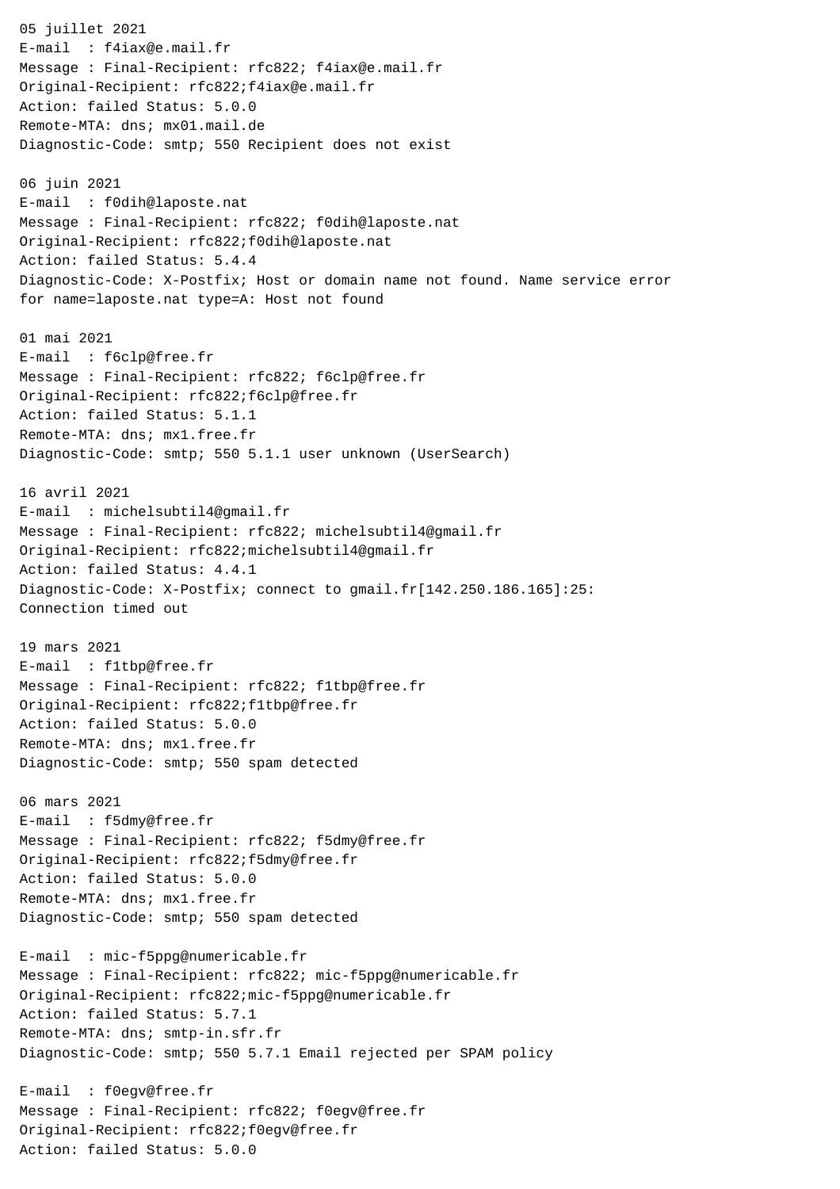05 juillet 2021
E-mail  : f4iax@e.mail.fr
Message : Final-Recipient: rfc822; f4iax@e.mail.fr
Original-Recipient: rfc822;f4iax@e.mail.fr
Action: failed Status: 5.0.0
Remote-MTA: dns; mx01.mail.de
Diagnostic-Code: smtp; 550 Recipient does not exist

06 juin 2021
E-mail  : f0dih@laposte.nat
Message : Final-Recipient: rfc822; f0dih@laposte.nat
Original-Recipient: rfc822;f0dih@laposte.nat
Action: failed Status: 5.4.4
Diagnostic-Code: X-Postfix; Host or domain name not found. Name service error for name=laposte.nat type=A: Host not found

01 mai 2021
E-mail  : f6clp@free.fr
Message : Final-Recipient: rfc822; f6clp@free.fr
Original-Recipient: rfc822;f6clp@free.fr
Action: failed Status: 5.1.1
Remote-MTA: dns; mx1.free.fr
Diagnostic-Code: smtp; 550 5.1.1 user unknown (UserSearch)

16 avril 2021
E-mail  : michelsubtil4@gmail.fr
Message : Final-Recipient: rfc822; michelsubtil4@gmail.fr
Original-Recipient: rfc822;michelsubtil4@gmail.fr
Action: failed Status: 4.4.1
Diagnostic-Code: X-Postfix; connect to gmail.fr[142.250.186.165]:25: Connection timed out

19 mars 2021
E-mail  : f1tbp@free.fr
Message : Final-Recipient: rfc822; f1tbp@free.fr
Original-Recipient: rfc822;f1tbp@free.fr
Action: failed Status: 5.0.0
Remote-MTA: dns; mx1.free.fr
Diagnostic-Code: smtp; 550 spam detected

06 mars 2021
E-mail  : f5dmy@free.fr
Message : Final-Recipient: rfc822; f5dmy@free.fr
Original-Recipient: rfc822;f5dmy@free.fr
Action: failed Status: 5.0.0
Remote-MTA: dns; mx1.free.fr
Diagnostic-Code: smtp; 550 spam detected

E-mail  : mic-f5ppg@numericable.fr
Message : Final-Recipient: rfc822; mic-f5ppg@numericable.fr
Original-Recipient: rfc822;mic-f5ppg@numericable.fr
Action: failed Status: 5.7.1
Remote-MTA: dns; smtp-in.sfr.fr
Diagnostic-Code: smtp; 550 5.7.1 Email rejected per SPAM policy

E-mail  : f0egv@free.fr
Message : Final-Recipient: rfc822; f0egv@free.fr
Original-Recipient: rfc822;f0egv@free.fr
Action: failed Status: 5.0.0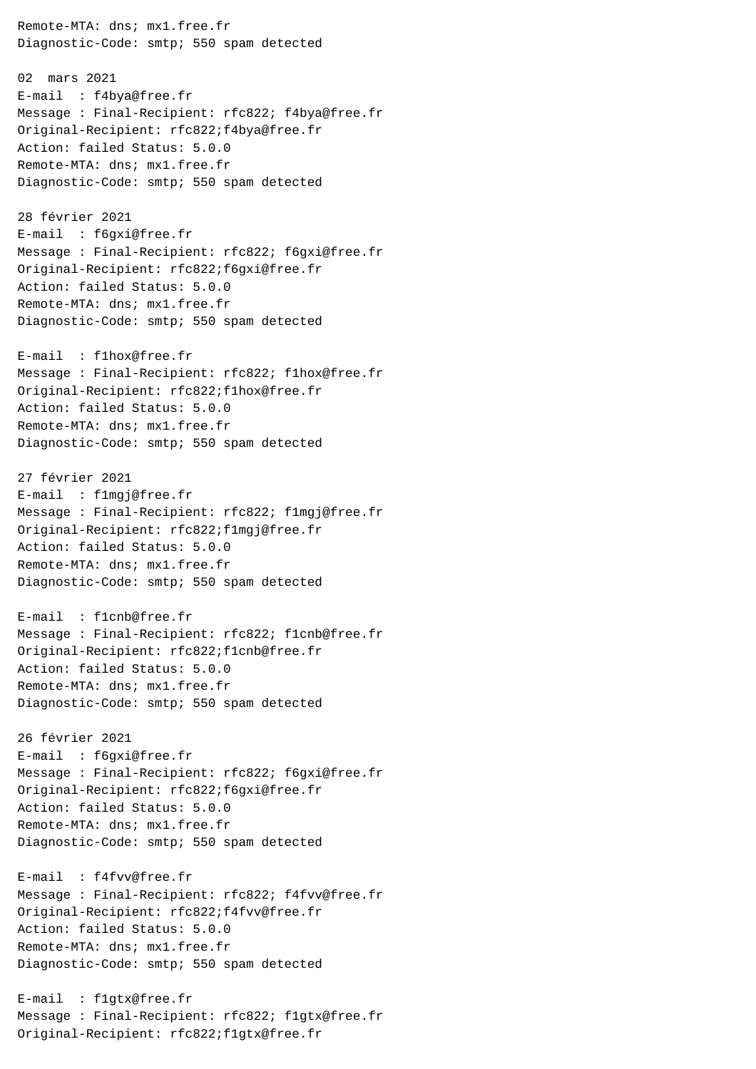Remote-MTA: dns; mx1.free.fr
Diagnostic-Code: smtp; 550 spam detected

02 mars 2021
E-mail : f4bya@free.fr
Message : Final-Recipient: rfc822; f4bya@free.fr
Original-Recipient: rfc822;f4bya@free.fr
Action: failed Status: 5.0.0
Remote-MTA: dns; mx1.free.fr
Diagnostic-Code: smtp; 550 spam detected

28 février 2021
E-mail : f6gxi@free.fr
Message : Final-Recipient: rfc822; f6gxi@free.fr
Original-Recipient: rfc822;f6gxi@free.fr
Action: failed Status: 5.0.0
Remote-MTA: dns; mx1.free.fr
Diagnostic-Code: smtp; 550 spam detected

E-mail : f1hox@free.fr
Message : Final-Recipient: rfc822; f1hox@free.fr
Original-Recipient: rfc822;f1hox@free.fr
Action: failed Status: 5.0.0
Remote-MTA: dns; mx1.free.fr
Diagnostic-Code: smtp; 550 spam detected

27 février 2021
E-mail : f1mgj@free.fr
Message : Final-Recipient: rfc822; f1mgj@free.fr
Original-Recipient: rfc822;f1mgj@free.fr
Action: failed Status: 5.0.0
Remote-MTA: dns; mx1.free.fr
Diagnostic-Code: smtp; 550 spam detected

E-mail : f1cnb@free.fr
Message : Final-Recipient: rfc822; f1cnb@free.fr
Original-Recipient: rfc822;f1cnb@free.fr
Action: failed Status: 5.0.0
Remote-MTA: dns; mx1.free.fr
Diagnostic-Code: smtp; 550 spam detected

26 février 2021
E-mail : f6gxi@free.fr
Message : Final-Recipient: rfc822; f6gxi@free.fr
Original-Recipient: rfc822;f6gxi@free.fr
Action: failed Status: 5.0.0
Remote-MTA: dns; mx1.free.fr
Diagnostic-Code: smtp; 550 spam detected

E-mail : f4fvv@free.fr
Message : Final-Recipient: rfc822; f4fvv@free.fr
Original-Recipient: rfc822;f4fvv@free.fr
Action: failed Status: 5.0.0
Remote-MTA: dns; mx1.free.fr
Diagnostic-Code: smtp; 550 spam detected

E-mail : f1gtx@free.fr
Message : Final-Recipient: rfc822; f1gtx@free.fr
Original-Recipient: rfc822;f1gtx@free.fr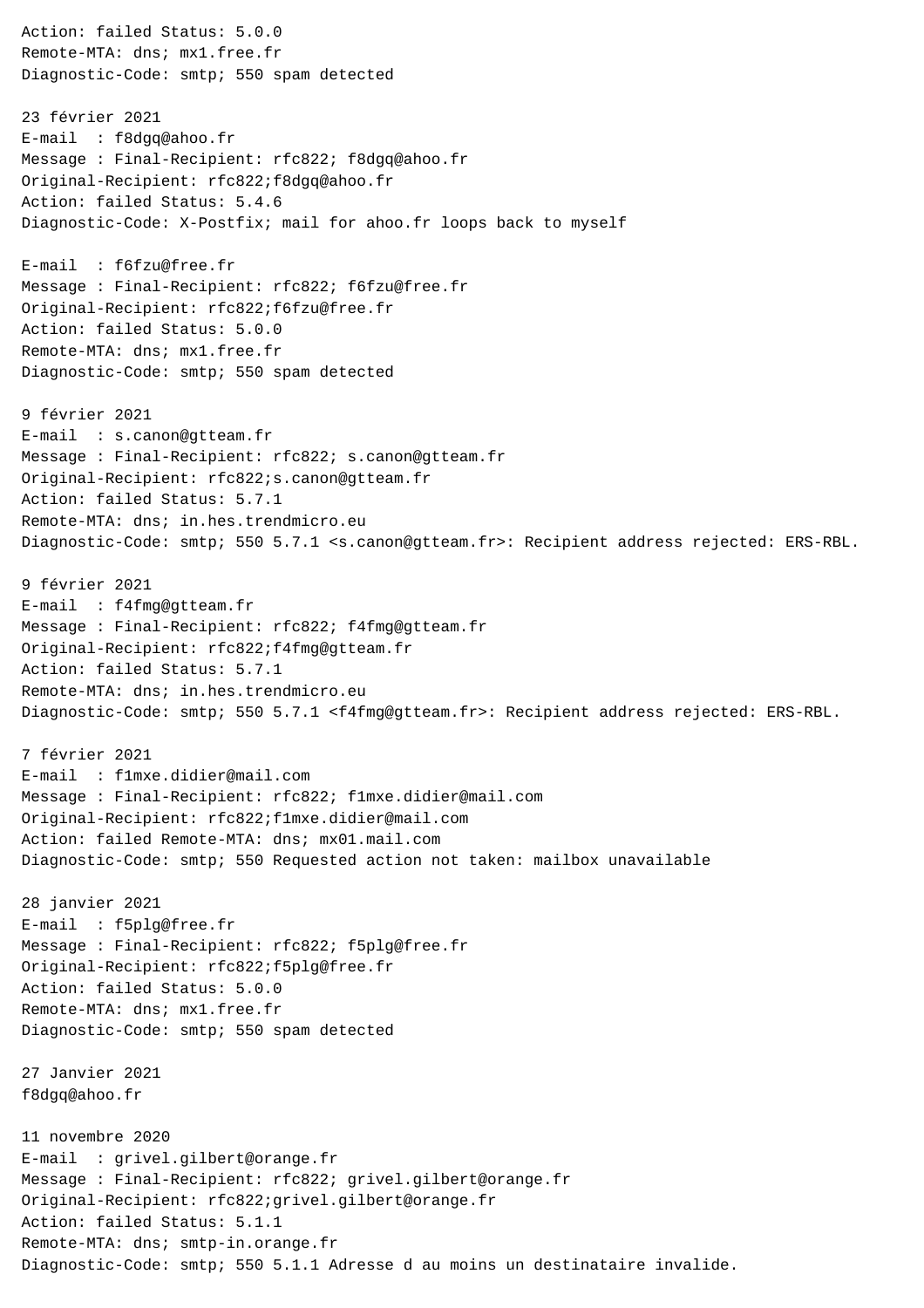Action: failed Status: 5.0.0
Remote-MTA: dns; mx1.free.fr
Diagnostic-Code: smtp; 550 spam detected

23 février 2021
E-mail  : f8dgq@ahoo.fr
Message : Final-Recipient: rfc822; f8dgq@ahoo.fr
Original-Recipient: rfc822;f8dgq@ahoo.fr
Action: failed Status: 5.4.6
Diagnostic-Code: X-Postfix; mail for ahoo.fr loops back to myself

E-mail  : f6fzu@free.fr
Message : Final-Recipient: rfc822; f6fzu@free.fr
Original-Recipient: rfc822;f6fzu@free.fr
Action: failed Status: 5.0.0
Remote-MTA: dns; mx1.free.fr
Diagnostic-Code: smtp; 550 spam detected

9 février 2021
E-mail  : s.canon@gtteam.fr
Message : Final-Recipient: rfc822; s.canon@gtteam.fr
Original-Recipient: rfc822;s.canon@gtteam.fr
Action: failed Status: 5.7.1
Remote-MTA: dns; in.hes.trendmicro.eu
Diagnostic-Code: smtp; 550 5.7.1 <s.canon@gtteam.fr>: Recipient address rejected: ERS-RBL.

9 février 2021
E-mail  : f4fmg@gtteam.fr
Message : Final-Recipient: rfc822; f4fmg@gtteam.fr
Original-Recipient: rfc822;f4fmg@gtteam.fr
Action: failed Status: 5.7.1
Remote-MTA: dns; in.hes.trendmicro.eu
Diagnostic-Code: smtp; 550 5.7.1 <f4fmg@gtteam.fr>: Recipient address rejected: ERS-RBL.

7 février 2021
E-mail  : f1mxe.didier@mail.com
Message : Final-Recipient: rfc822; f1mxe.didier@mail.com
Original-Recipient: rfc822;f1mxe.didier@mail.com
Action: failed Remote-MTA: dns; mx01.mail.com
Diagnostic-Code: smtp; 550 Requested action not taken: mailbox unavailable

28 janvier 2021
E-mail  : f5plg@free.fr
Message : Final-Recipient: rfc822; f5plg@free.fr
Original-Recipient: rfc822;f5plg@free.fr
Action: failed Status: 5.0.0
Remote-MTA: dns; mx1.free.fr
Diagnostic-Code: smtp; 550 spam detected

27 Janvier 2021
f8dgq@ahoo.fr

11 novembre 2020
E-mail  : grivel.gilbert@orange.fr
Message : Final-Recipient: rfc822; grivel.gilbert@orange.fr
Original-Recipient: rfc822;grivel.gilbert@orange.fr
Action: failed Status: 5.1.1
Remote-MTA: dns; smtp-in.orange.fr
Diagnostic-Code: smtp; 550 5.1.1 Adresse d au moins un destinataire invalide.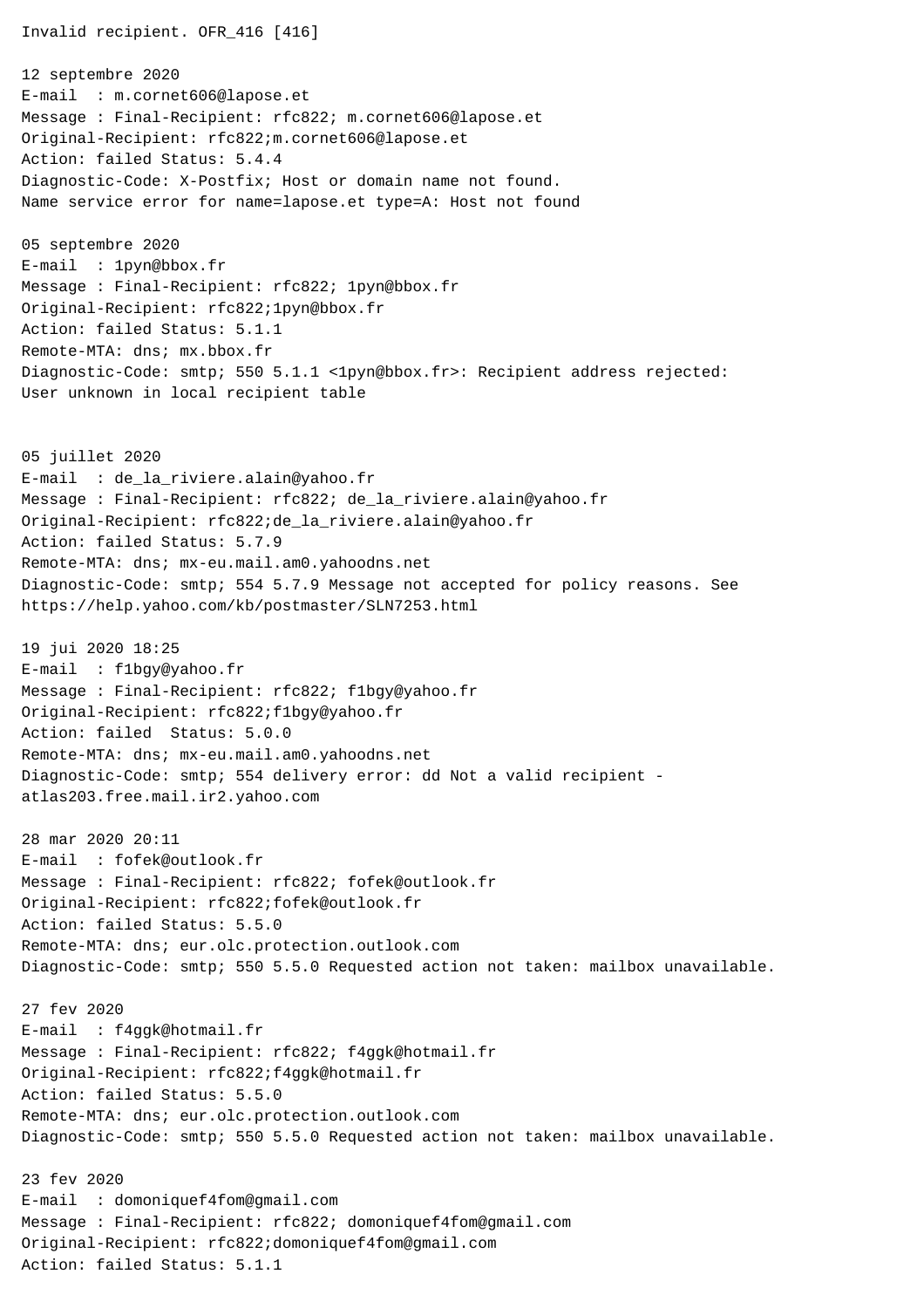Invalid recipient. OFR_416 [416]

12 septembre 2020
E-mail  : m.cornet606@lapose.et
Message : Final-Recipient: rfc822; m.cornet606@lapose.et
Original-Recipient: rfc822;m.cornet606@lapose.et
Action: failed Status: 5.4.4
Diagnostic-Code: X-Postfix; Host or domain name not found.
Name service error for name=lapose.et type=A: Host not found

05 septembre 2020
E-mail  : 1pyn@bbox.fr
Message : Final-Recipient: rfc822; 1pyn@bbox.fr
Original-Recipient: rfc822;1pyn@bbox.fr
Action: failed Status: 5.1.1
Remote-MTA: dns; mx.bbox.fr
Diagnostic-Code: smtp; 550 5.1.1 <1pyn@bbox.fr>: Recipient address rejected:
User unknown in local recipient table

05 juillet 2020
E-mail  : de_la_riviere.alain@yahoo.fr
Message : Final-Recipient: rfc822; de_la_riviere.alain@yahoo.fr
Original-Recipient: rfc822;de_la_riviere.alain@yahoo.fr
Action: failed Status: 5.7.9
Remote-MTA: dns; mx-eu.mail.am0.yahoodns.net
Diagnostic-Code: smtp; 554 5.7.9 Message not accepted for policy reasons. See
https://help.yahoo.com/kb/postmaster/SLN7253.html

19 jui 2020 18:25
E-mail  : f1bgy@yahoo.fr
Message : Final-Recipient: rfc822; f1bgy@yahoo.fr
Original-Recipient: rfc822;f1bgy@yahoo.fr
Action: failed  Status: 5.0.0
Remote-MTA: dns; mx-eu.mail.am0.yahoodns.net
Diagnostic-Code: smtp; 554 delivery error: dd Not a valid recipient -
atlas203.free.mail.ir2.yahoo.com

28 mar 2020 20:11
E-mail  : fofek@outlook.fr
Message : Final-Recipient: rfc822; fofek@outlook.fr
Original-Recipient: rfc822;fofek@outlook.fr
Action: failed Status: 5.5.0
Remote-MTA: dns; eur.olc.protection.outlook.com
Diagnostic-Code: smtp; 550 5.5.0 Requested action not taken: mailbox unavailable.

27 fev 2020
E-mail  : f4ggk@hotmail.fr
Message : Final-Recipient: rfc822; f4ggk@hotmail.fr
Original-Recipient: rfc822;f4ggk@hotmail.fr
Action: failed Status: 5.5.0
Remote-MTA: dns; eur.olc.protection.outlook.com
Diagnostic-Code: smtp; 550 5.5.0 Requested action not taken: mailbox unavailable.

23 fev 2020
E-mail  : domoniquef4fom@gmail.com
Message : Final-Recipient: rfc822; domoniquef4fom@gmail.com
Original-Recipient: rfc822;domoniquef4fom@gmail.com
Action: failed Status: 5.1.1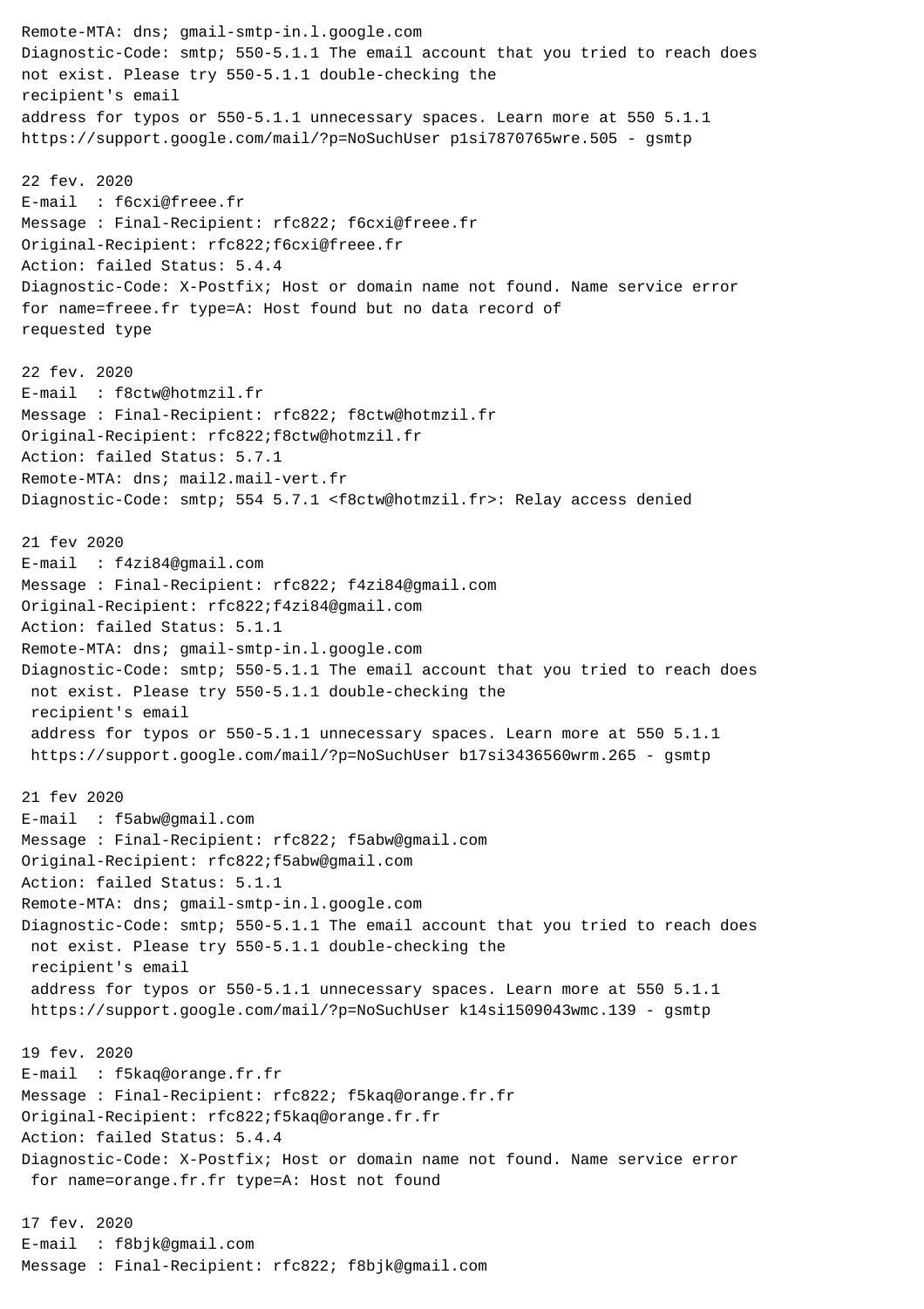Remote-MTA: dns; gmail-smtp-in.l.google.com
Diagnostic-Code: smtp; 550-5.1.1 The email account that you tried to reach does not exist. Please try 550-5.1.1 double-checking the
recipient's email
address for typos or 550-5.1.1 unnecessary spaces. Learn more at 550 5.1.1
https://support.google.com/mail/?p=NoSuchUser p1si7870765wre.505 - gsmtp

22 fev. 2020
E-mail : f6cxi@freee.fr
Message : Final-Recipient: rfc822; f6cxi@freee.fr
Original-Recipient: rfc822;f6cxi@freee.fr
Action: failed Status: 5.4.4
Diagnostic-Code: X-Postfix; Host or domain name not found. Name service error for name=freee.fr type=A: Host found but no data record of
requested type

22 fev. 2020
E-mail : f8ctw@hotmzil.fr
Message : Final-Recipient: rfc822; f8ctw@hotmzil.fr
Original-Recipient: rfc822;f8ctw@hotmzil.fr
Action: failed Status: 5.7.1
Remote-MTA: dns; mail2.mail-vert.fr
Diagnostic-Code: smtp; 554 5.7.1 <f8ctw@hotmzil.fr>: Relay access denied

21 fev 2020
E-mail : f4zi84@gmail.com
Message : Final-Recipient: rfc822; f4zi84@gmail.com
Original-Recipient: rfc822;f4zi84@gmail.com
Action: failed Status: 5.1.1
Remote-MTA: dns; gmail-smtp-in.l.google.com
Diagnostic-Code: smtp; 550-5.1.1 The email account that you tried to reach does not exist. Please try 550-5.1.1 double-checking the
recipient's email
address for typos or 550-5.1.1 unnecessary spaces. Learn more at 550 5.1.1
https://support.google.com/mail/?p=NoSuchUser b17si3436560wrm.265 - gsmtp

21 fev 2020
E-mail : f5abw@gmail.com
Message : Final-Recipient: rfc822; f5abw@gmail.com
Original-Recipient: rfc822;f5abw@gmail.com
Action: failed Status: 5.1.1
Remote-MTA: dns; gmail-smtp-in.l.google.com
Diagnostic-Code: smtp; 550-5.1.1 The email account that you tried to reach does not exist. Please try 550-5.1.1 double-checking the
recipient's email
address for typos or 550-5.1.1 unnecessary spaces. Learn more at 550 5.1.1
https://support.google.com/mail/?p=NoSuchUser k14si1509043wmc.139 - gsmtp

19 fev. 2020
E-mail : f5kaq@orange.fr.fr
Message : Final-Recipient: rfc822; f5kaq@orange.fr.fr
Original-Recipient: rfc822;f5kaq@orange.fr.fr
Action: failed Status: 5.4.4
Diagnostic-Code: X-Postfix; Host or domain name not found. Name service error for name=orange.fr.fr type=A: Host not found

17 fev. 2020
E-mail : f8bjk@gmail.com
Message : Final-Recipient: rfc822; f8bjk@gmail.com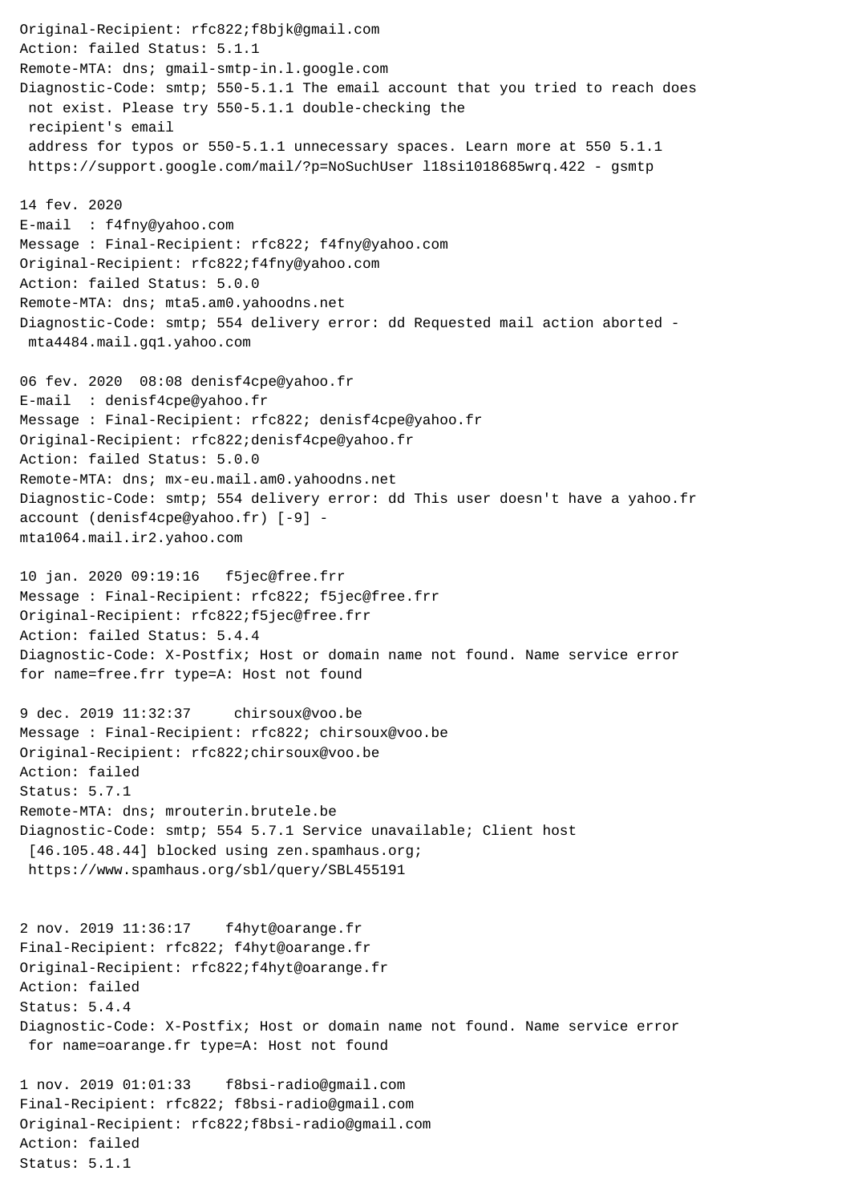Original-Recipient: rfc822;f8bjk@gmail.com
Action: failed Status: 5.1.1
Remote-MTA: dns; gmail-smtp-in.l.google.com
Diagnostic-Code: smtp; 550-5.1.1 The email account that you tried to reach does
 not exist. Please try 550-5.1.1 double-checking the
 recipient's email
 address for typos or 550-5.1.1 unnecessary spaces. Learn more at 550 5.1.1
 https://support.google.com/mail/?p=NoSuchUser l18si1018685wrq.422 - gsmtp

14 fev. 2020
E-mail : f4fny@yahoo.com
Message : Final-Recipient: rfc822; f4fny@yahoo.com
Original-Recipient: rfc822;f4fny@yahoo.com
Action: failed Status: 5.0.0
Remote-MTA: dns; mta5.am0.yahoodns.net
Diagnostic-Code: smtp; 554 delivery error: dd Requested mail action aborted -
 mta4484.mail.gq1.yahoo.com

06 fev. 2020 08:08 denisf4cpe@yahoo.fr
E-mail : denisf4cpe@yahoo.fr
Message : Final-Recipient: rfc822; denisf4cpe@yahoo.fr
Original-Recipient: rfc822;denisf4cpe@yahoo.fr
Action: failed Status: 5.0.0
Remote-MTA: dns; mx-eu.mail.am0.yahoodns.net
Diagnostic-Code: smtp; 554 delivery error: dd This user doesn't have a yahoo.fr
account (denisf4cpe@yahoo.fr) [-9] -
mta1064.mail.ir2.yahoo.com

10 jan. 2020 09:19:16 f5jec@free.frr
Message : Final-Recipient: rfc822; f5jec@free.frr
Original-Recipient: rfc822;f5jec@free.frr
Action: failed Status: 5.4.4
Diagnostic-Code: X-Postfix; Host or domain name not found. Name service error
for name=free.frr type=A: Host not found

9 dec. 2019 11:32:37 chirsoux@voo.be
Message : Final-Recipient: rfc822; chirsoux@voo.be
Original-Recipient: rfc822;chirsoux@voo.be
Action: failed
Status: 5.7.1
Remote-MTA: dns; mrouterin.brutele.be
Diagnostic-Code: smtp; 554 5.7.1 Service unavailable; Client host
 [46.105.48.44] blocked using zen.spamhaus.org;
 https://www.spamhaus.org/sbl/query/SBL455191

2 nov. 2019 11:36:17 f4hyt@oarange.fr
Final-Recipient: rfc822; f4hyt@oarange.fr
Original-Recipient: rfc822;f4hyt@oarange.fr
Action: failed
Status: 5.4.4
Diagnostic-Code: X-Postfix; Host or domain name not found. Name service error
 for name=oarange.fr type=A: Host not found

1 nov. 2019 01:01:33 f8bsi-radio@gmail.com
Final-Recipient: rfc822; f8bsi-radio@gmail.com
Original-Recipient: rfc822;f8bsi-radio@gmail.com
Action: failed
Status: 5.1.1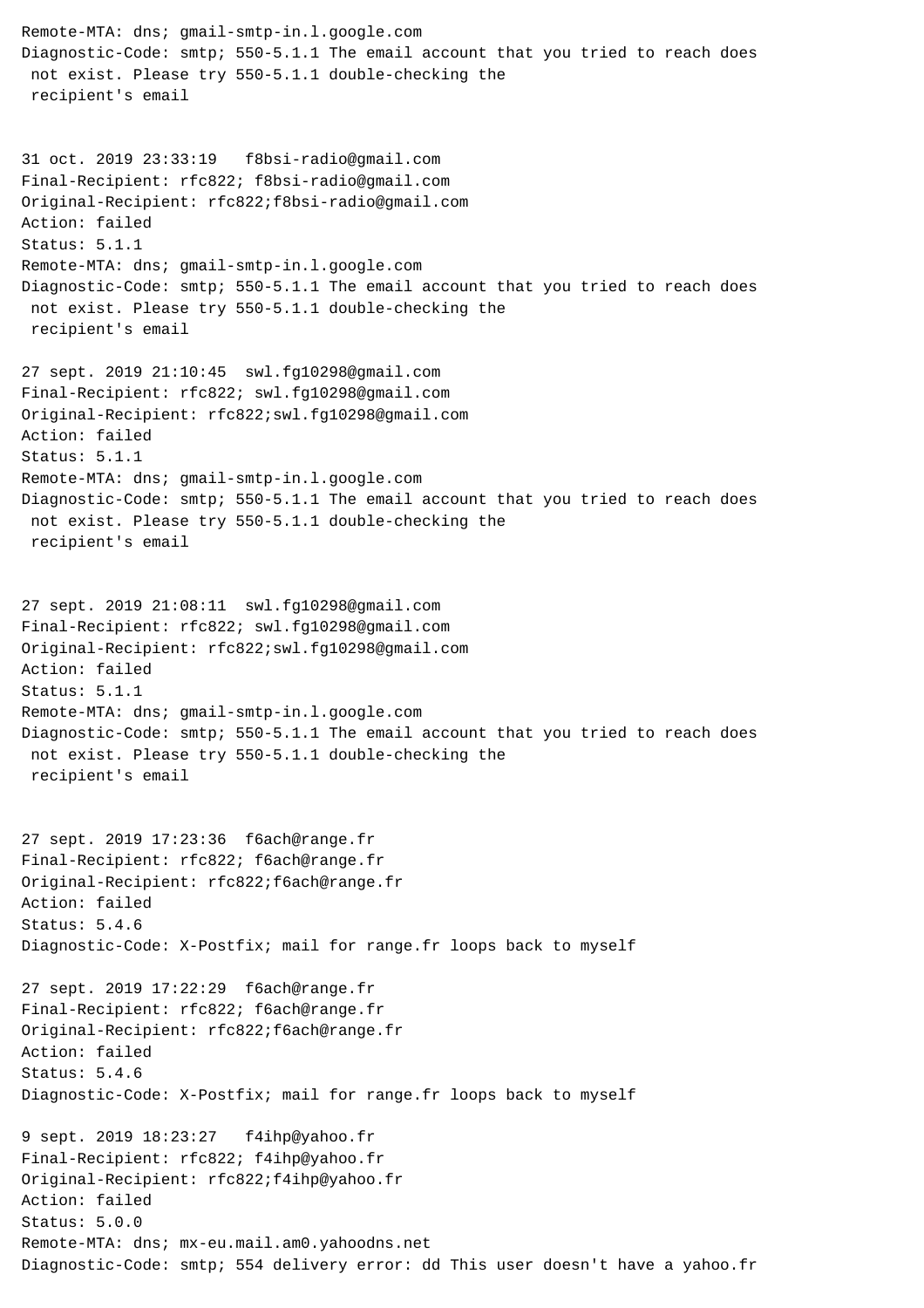```
Remote-MTA: dns; gmail-smtp-in.l.google.com
Diagnostic-Code: smtp; 550-5.1.1 The email account that you tried to reach does
 not exist. Please try 550-5.1.1 double-checking the
 recipient's email


31 oct. 2019 23:33:19   f8bsi-radio@gmail.com
Final-Recipient: rfc822; f8bsi-radio@gmail.com
Original-Recipient: rfc822;f8bsi-radio@gmail.com
Action: failed
Status: 5.1.1
Remote-MTA: dns; gmail-smtp-in.l.google.com
Diagnostic-Code: smtp; 550-5.1.1 The email account that you tried to reach does
 not exist. Please try 550-5.1.1 double-checking the
 recipient's email

27 sept. 2019 21:10:45  swl.fg10298@gmail.com
Final-Recipient: rfc822; swl.fg10298@gmail.com
Original-Recipient: rfc822;swl.fg10298@gmail.com
Action: failed
Status: 5.1.1
Remote-MTA: dns; gmail-smtp-in.l.google.com
Diagnostic-Code: smtp; 550-5.1.1 The email account that you tried to reach does
 not exist. Please try 550-5.1.1 double-checking the
 recipient's email


27 sept. 2019 21:08:11  swl.fg10298@gmail.com
Final-Recipient: rfc822; swl.fg10298@gmail.com
Original-Recipient: rfc822;swl.fg10298@gmail.com
Action: failed
Status: 5.1.1
Remote-MTA: dns; gmail-smtp-in.l.google.com
Diagnostic-Code: smtp; 550-5.1.1 The email account that you tried to reach does
 not exist. Please try 550-5.1.1 double-checking the
 recipient's email


27 sept. 2019 17:23:36  f6ach@range.fr
Final-Recipient: rfc822; f6ach@range.fr
Original-Recipient: rfc822;f6ach@range.fr
Action: failed
Status: 5.4.6
Diagnostic-Code: X-Postfix; mail for range.fr loops back to myself

27 sept. 2019 17:22:29  f6ach@range.fr
Final-Recipient: rfc822; f6ach@range.fr
Original-Recipient: rfc822;f6ach@range.fr
Action: failed
Status: 5.4.6
Diagnostic-Code: X-Postfix; mail for range.fr loops back to myself

9 sept. 2019 18:23:27   f4ihp@yahoo.fr
Final-Recipient: rfc822; f4ihp@yahoo.fr
Original-Recipient: rfc822;f4ihp@yahoo.fr
Action: failed
Status: 5.0.0
Remote-MTA: dns; mx-eu.mail.am0.yahoodns.net
Diagnostic-Code: smtp; 554 delivery error: dd This user doesn't have a yahoo.fr
```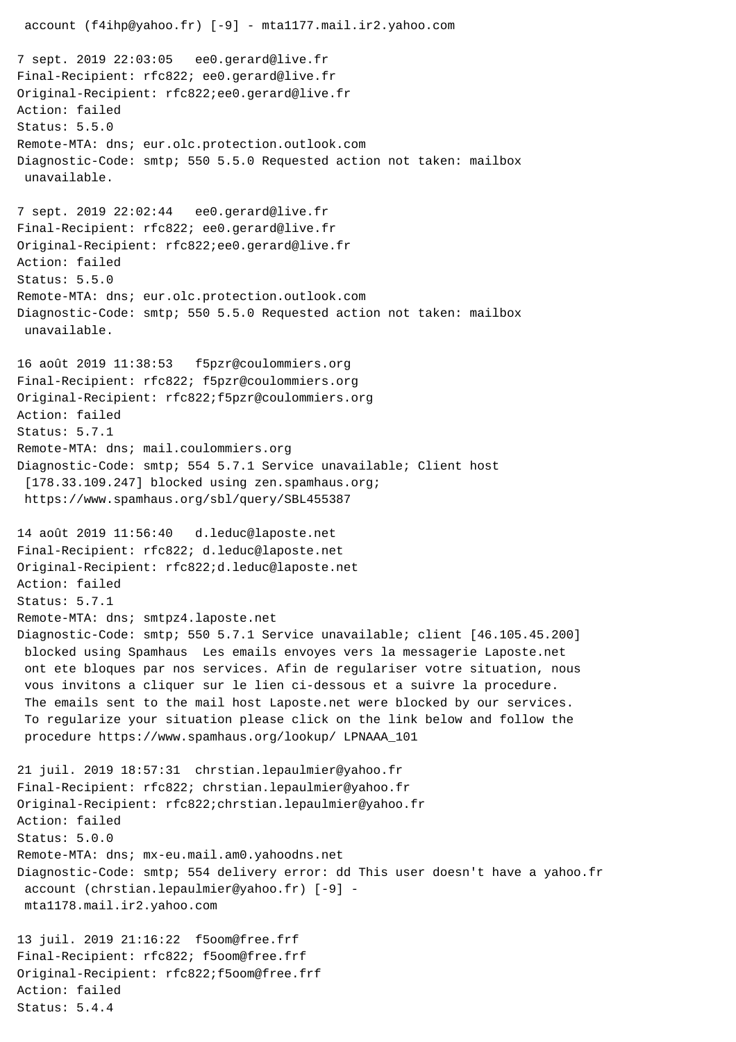```
 account (f4ihp@yahoo.fr) [-9] - mta1177.mail.ir2.yahoo.com

7 sept. 2019 22:03:05   ee0.gerard@live.fr
Final-Recipient: rfc822; ee0.gerard@live.fr
Original-Recipient: rfc822;ee0.gerard@live.fr
Action: failed
Status: 5.5.0
Remote-MTA: dns; eur.olc.protection.outlook.com
Diagnostic-Code: smtp; 550 5.5.0 Requested action not taken: mailbox
 unavailable.

7 sept. 2019 22:02:44   ee0.gerard@live.fr
Final-Recipient: rfc822; ee0.gerard@live.fr
Original-Recipient: rfc822;ee0.gerard@live.fr
Action: failed
Status: 5.5.0
Remote-MTA: dns; eur.olc.protection.outlook.com
Diagnostic-Code: smtp; 550 5.5.0 Requested action not taken: mailbox
 unavailable.

16 août 2019 11:38:53   f5pzr@coulommiers.org
Final-Recipient: rfc822; f5pzr@coulommiers.org
Original-Recipient: rfc822;f5pzr@coulommiers.org
Action: failed
Status: 5.7.1
Remote-MTA: dns; mail.coulommiers.org
Diagnostic-Code: smtp; 554 5.7.1 Service unavailable; Client host
 [178.33.109.247] blocked using zen.spamhaus.org;
 https://www.spamhaus.org/sbl/query/SBL455387

14 août 2019 11:56:40   d.leduc@laposte.net
Final-Recipient: rfc822; d.leduc@laposte.net
Original-Recipient: rfc822;d.leduc@laposte.net
Action: failed
Status: 5.7.1
Remote-MTA: dns; smtpz4.laposte.net
Diagnostic-Code: smtp; 550 5.7.1 Service unavailable; client [46.105.45.200]
 blocked using Spamhaus  Les emails envoyes vers la messagerie Laposte.net
 ont ete bloques par nos services. Afin de regulariser votre situation, nous
 vous invitons a cliquer sur le lien ci-dessous et a suivre la procedure.
 The emails sent to the mail host Laposte.net were blocked by our services.
 To regularize your situation please click on the link below and follow the
 procedure https://www.spamhaus.org/lookup/ LPNAAA_101

21 juil. 2019 18:57:31  chrstian.lepaulmier@yahoo.fr
Final-Recipient: rfc822; chrstian.lepaulmier@yahoo.fr
Original-Recipient: rfc822;chrstian.lepaulmier@yahoo.fr
Action: failed
Status: 5.0.0
Remote-MTA: dns; mx-eu.mail.am0.yahoodns.net
Diagnostic-Code: smtp; 554 delivery error: dd This user doesn't have a yahoo.fr
 account (chrstian.lepaulmier@yahoo.fr) [-9] -
 mta1178.mail.ir2.yahoo.com

13 juil. 2019 21:16:22  f5oom@free.frf
Final-Recipient: rfc822; f5oom@free.frf
Original-Recipient: rfc822;f5oom@free.frf
Action: failed
Status: 5.4.4
```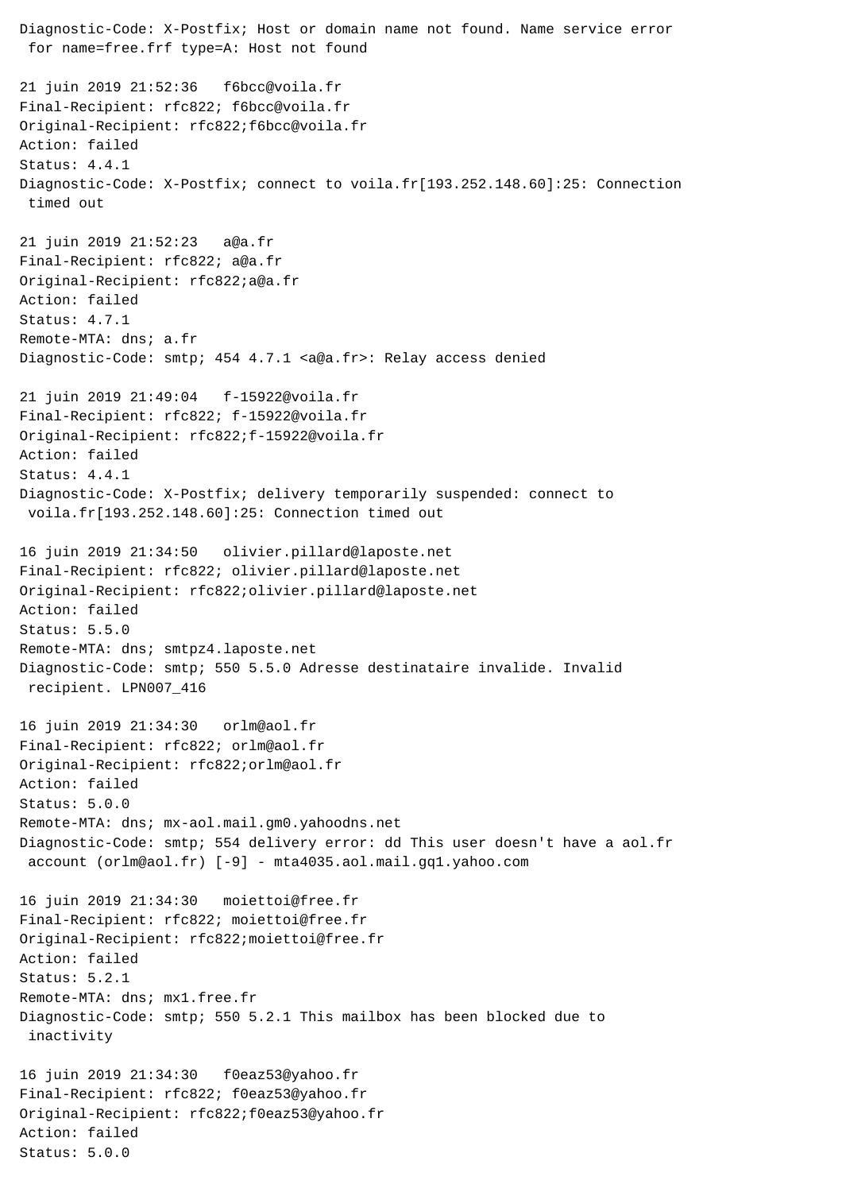```
Diagnostic-Code: X-Postfix; Host or domain name not found. Name service error
 for name=free.frf type=A: Host not found

21 juin 2019 21:52:36   f6bcc@voila.fr
Final-Recipient: rfc822; f6bcc@voila.fr
Original-Recipient: rfc822;f6bcc@voila.fr
Action: failed
Status: 4.4.1
Diagnostic-Code: X-Postfix; connect to voila.fr[193.252.148.60]:25: Connection
 timed out

21 juin 2019 21:52:23   a@a.fr
Final-Recipient: rfc822; a@a.fr
Original-Recipient: rfc822;a@a.fr
Action: failed
Status: 4.7.1
Remote-MTA: dns; a.fr
Diagnostic-Code: smtp; 454 4.7.1 <a@a.fr>: Relay access denied

21 juin 2019 21:49:04   f-15922@voila.fr
Final-Recipient: rfc822; f-15922@voila.fr
Original-Recipient: rfc822;f-15922@voila.fr
Action: failed
Status: 4.4.1
Diagnostic-Code: X-Postfix; delivery temporarily suspended: connect to
 voila.fr[193.252.148.60]:25: Connection timed out

16 juin 2019 21:34:50   olivier.pillard@laposte.net
Final-Recipient: rfc822; olivier.pillard@laposte.net
Original-Recipient: rfc822;olivier.pillard@laposte.net
Action: failed
Status: 5.5.0
Remote-MTA: dns; smtpz4.laposte.net
Diagnostic-Code: smtp; 550 5.5.0 Adresse destinataire invalide. Invalid
 recipient. LPN007_416

16 juin 2019 21:34:30   orlm@aol.fr
Final-Recipient: rfc822; orlm@aol.fr
Original-Recipient: rfc822;orlm@aol.fr
Action: failed
Status: 5.0.0
Remote-MTA: dns; mx-aol.mail.gm0.yahoodns.net
Diagnostic-Code: smtp; 554 delivery error: dd This user doesn't have a aol.fr
 account (orlm@aol.fr) [-9] - mta4035.aol.mail.gq1.yahoo.com

16 juin 2019 21:34:30   moiettoi@free.fr
Final-Recipient: rfc822; moiettoi@free.fr
Original-Recipient: rfc822;moiettoi@free.fr
Action: failed
Status: 5.2.1
Remote-MTA: dns; mx1.free.fr
Diagnostic-Code: smtp; 550 5.2.1 This mailbox has been blocked due to
 inactivity

16 juin 2019 21:34:30   f0eaz53@yahoo.fr
Final-Recipient: rfc822; f0eaz53@yahoo.fr
Original-Recipient: rfc822;f0eaz53@yahoo.fr
Action: failed
Status: 5.0.0
```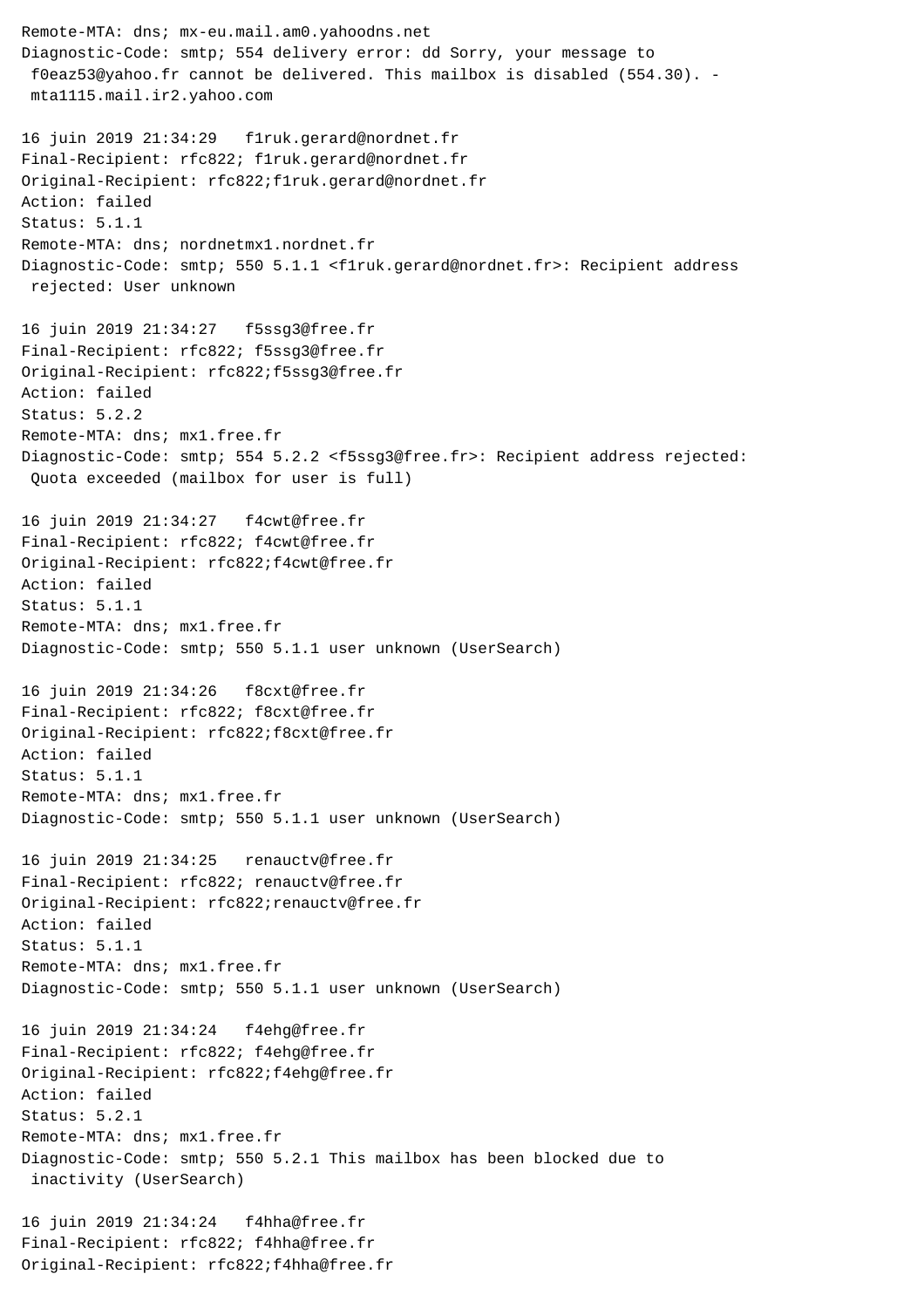```
Remote-MTA: dns; mx-eu.mail.am0.yahoodns.net
Diagnostic-Code: smtp; 554 delivery error: dd Sorry, your message to
 f0eaz53@yahoo.fr cannot be delivered. This mailbox is disabled (554.30). -
 mta1115.mail.ir2.yahoo.com

16 juin 2019 21:34:29   f1ruk.gerard@nordnet.fr
Final-Recipient: rfc822; f1ruk.gerard@nordnet.fr
Original-Recipient: rfc822;f1ruk.gerard@nordnet.fr
Action: failed
Status: 5.1.1
Remote-MTA: dns; nordnetmx1.nordnet.fr
Diagnostic-Code: smtp; 550 5.1.1 <f1ruk.gerard@nordnet.fr>: Recipient address
 rejected: User unknown

16 juin 2019 21:34:27   f5ssg3@free.fr
Final-Recipient: rfc822; f5ssg3@free.fr
Original-Recipient: rfc822;f5ssg3@free.fr
Action: failed
Status: 5.2.2
Remote-MTA: dns; mx1.free.fr
Diagnostic-Code: smtp; 554 5.2.2 <f5ssg3@free.fr>: Recipient address rejected:
 Quota exceeded (mailbox for user is full)

16 juin 2019 21:34:27   f4cwt@free.fr
Final-Recipient: rfc822; f4cwt@free.fr
Original-Recipient: rfc822;f4cwt@free.fr
Action: failed
Status: 5.1.1
Remote-MTA: dns; mx1.free.fr
Diagnostic-Code: smtp; 550 5.1.1 user unknown (UserSearch)

16 juin 2019 21:34:26   f8cxt@free.fr
Final-Recipient: rfc822; f8cxt@free.fr
Original-Recipient: rfc822;f8cxt@free.fr
Action: failed
Status: 5.1.1
Remote-MTA: dns; mx1.free.fr
Diagnostic-Code: smtp; 550 5.1.1 user unknown (UserSearch)

16 juin 2019 21:34:25   renauctv@free.fr
Final-Recipient: rfc822; renauctv@free.fr
Original-Recipient: rfc822;renauctv@free.fr
Action: failed
Status: 5.1.1
Remote-MTA: dns; mx1.free.fr
Diagnostic-Code: smtp; 550 5.1.1 user unknown (UserSearch)

16 juin 2019 21:34:24   f4ehg@free.fr
Final-Recipient: rfc822; f4ehg@free.fr
Original-Recipient: rfc822;f4ehg@free.fr
Action: failed
Status: 5.2.1
Remote-MTA: dns; mx1.free.fr
Diagnostic-Code: smtp; 550 5.2.1 This mailbox has been blocked due to
 inactivity (UserSearch)

16 juin 2019 21:34:24   f4hha@free.fr
Final-Recipient: rfc822; f4hha@free.fr
Original-Recipient: rfc822;f4hha@free.fr
```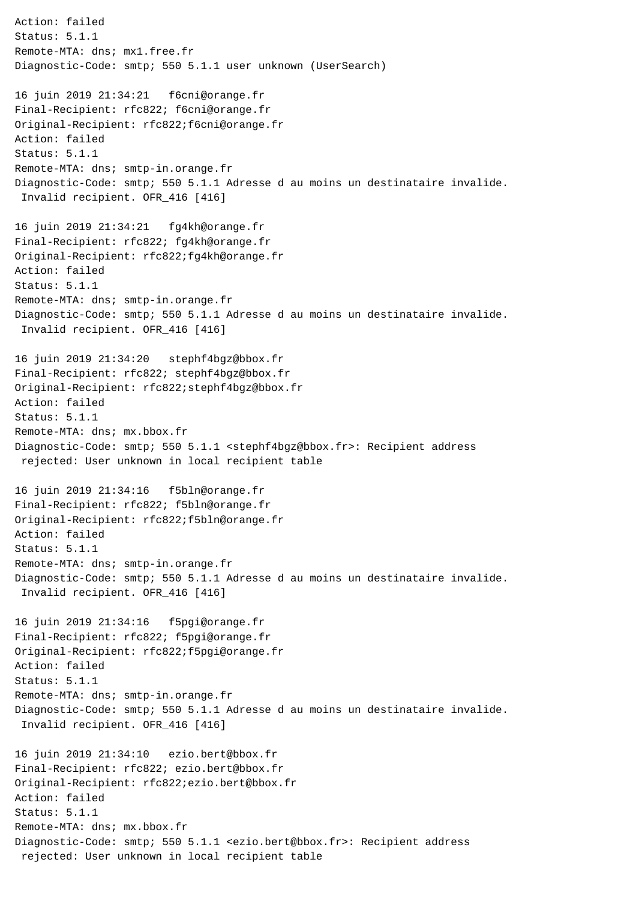```
Action: failed
Status: 5.1.1
Remote-MTA: dns; mx1.free.fr
Diagnostic-Code: smtp; 550 5.1.1 user unknown (UserSearch)

16 juin 2019 21:34:21   f6cni@orange.fr
Final-Recipient: rfc822; f6cni@orange.fr
Original-Recipient: rfc822;f6cni@orange.fr
Action: failed
Status: 5.1.1
Remote-MTA: dns; smtp-in.orange.fr
Diagnostic-Code: smtp; 550 5.1.1 Adresse d au moins un destinataire invalide.
 Invalid recipient. OFR_416 [416]

16 juin 2019 21:34:21   fg4kh@orange.fr
Final-Recipient: rfc822; fg4kh@orange.fr
Original-Recipient: rfc822;fg4kh@orange.fr
Action: failed
Status: 5.1.1
Remote-MTA: dns; smtp-in.orange.fr
Diagnostic-Code: smtp; 550 5.1.1 Adresse d au moins un destinataire invalide.
 Invalid recipient. OFR_416 [416]

16 juin 2019 21:34:20   stephf4bgz@bbox.fr
Final-Recipient: rfc822; stephf4bgz@bbox.fr
Original-Recipient: rfc822;stephf4bgz@bbox.fr
Action: failed
Status: 5.1.1
Remote-MTA: dns; mx.bbox.fr
Diagnostic-Code: smtp; 550 5.1.1 <stephf4bgz@bbox.fr>: Recipient address
 rejected: User unknown in local recipient table

16 juin 2019 21:34:16   f5bln@orange.fr
Final-Recipient: rfc822; f5bln@orange.fr
Original-Recipient: rfc822;f5bln@orange.fr
Action: failed
Status: 5.1.1
Remote-MTA: dns; smtp-in.orange.fr
Diagnostic-Code: smtp; 550 5.1.1 Adresse d au moins un destinataire invalide.
 Invalid recipient. OFR_416 [416]

16 juin 2019 21:34:16   f5pgi@orange.fr
Final-Recipient: rfc822; f5pgi@orange.fr
Original-Recipient: rfc822;f5pgi@orange.fr
Action: failed
Status: 5.1.1
Remote-MTA: dns; smtp-in.orange.fr
Diagnostic-Code: smtp; 550 5.1.1 Adresse d au moins un destinataire invalide.
 Invalid recipient. OFR_416 [416]

16 juin 2019 21:34:10   ezio.bert@bbox.fr
Final-Recipient: rfc822; ezio.bert@bbox.fr
Original-Recipient: rfc822;ezio.bert@bbox.fr
Action: failed
Status: 5.1.1
Remote-MTA: dns; mx.bbox.fr
Diagnostic-Code: smtp; 550 5.1.1 <ezio.bert@bbox.fr>: Recipient address
 rejected: User unknown in local recipient table
```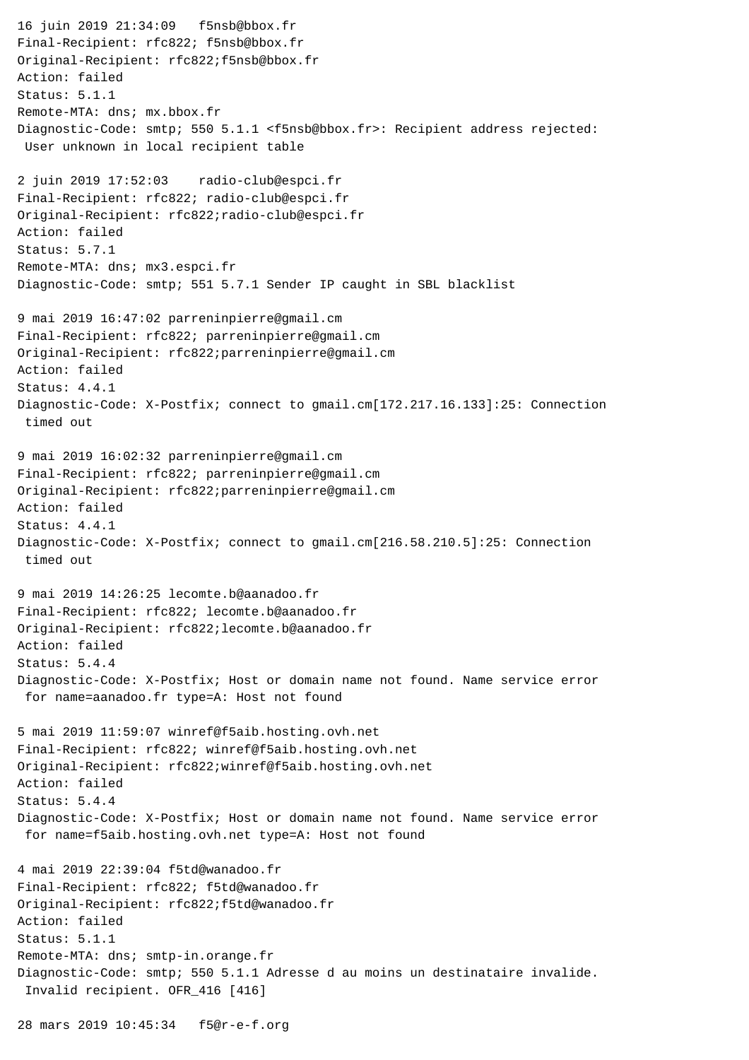16 juin 2019 21:34:09   f5nsb@bbox.fr
Final-Recipient: rfc822; f5nsb@bbox.fr
Original-Recipient: rfc822;f5nsb@bbox.fr
Action: failed
Status: 5.1.1
Remote-MTA: dns; mx.bbox.fr
Diagnostic-Code: smtp; 550 5.1.1 <f5nsb@bbox.fr>: Recipient address rejected:
 User unknown in local recipient table

2 juin 2019 17:52:03    radio-club@espci.fr
Final-Recipient: rfc822; radio-club@espci.fr
Original-Recipient: rfc822;radio-club@espci.fr
Action: failed
Status: 5.7.1
Remote-MTA: dns; mx3.espci.fr
Diagnostic-Code: smtp; 551 5.7.1 Sender IP caught in SBL blacklist

9 mai 2019 16:47:02 parreninpierre@gmail.cm
Final-Recipient: rfc822; parreninpierre@gmail.cm
Original-Recipient: rfc822;parreninpierre@gmail.cm
Action: failed
Status: 4.4.1
Diagnostic-Code: X-Postfix; connect to gmail.cm[172.217.16.133]:25: Connection
 timed out

9 mai 2019 16:02:32 parreninpierre@gmail.cm
Final-Recipient: rfc822; parreninpierre@gmail.cm
Original-Recipient: rfc822;parreninpierre@gmail.cm
Action: failed
Status: 4.4.1
Diagnostic-Code: X-Postfix; connect to gmail.cm[216.58.210.5]:25: Connection
 timed out

9 mai 2019 14:26:25 lecomte.b@aanadoo.fr
Final-Recipient: rfc822; lecomte.b@aanadoo.fr
Original-Recipient: rfc822;lecomte.b@aanadoo.fr
Action: failed
Status: 5.4.4
Diagnostic-Code: X-Postfix; Host or domain name not found. Name service error
 for name=aanadoo.fr type=A: Host not found

5 mai 2019 11:59:07 winref@f5aib.hosting.ovh.net
Final-Recipient: rfc822; winref@f5aib.hosting.ovh.net
Original-Recipient: rfc822;winref@f5aib.hosting.ovh.net
Action: failed
Status: 5.4.4
Diagnostic-Code: X-Postfix; Host or domain name not found. Name service error
 for name=f5aib.hosting.ovh.net type=A: Host not found

4 mai 2019 22:39:04 f5td@wanadoo.fr
Final-Recipient: rfc822; f5td@wanadoo.fr
Original-Recipient: rfc822;f5td@wanadoo.fr
Action: failed
Status: 5.1.1
Remote-MTA: dns; smtp-in.orange.fr
Diagnostic-Code: smtp; 550 5.1.1 Adresse d au moins un destinataire invalide.
 Invalid recipient. OFR_416 [416]

28 mars 2019 10:45:34   f5@r-e-f.org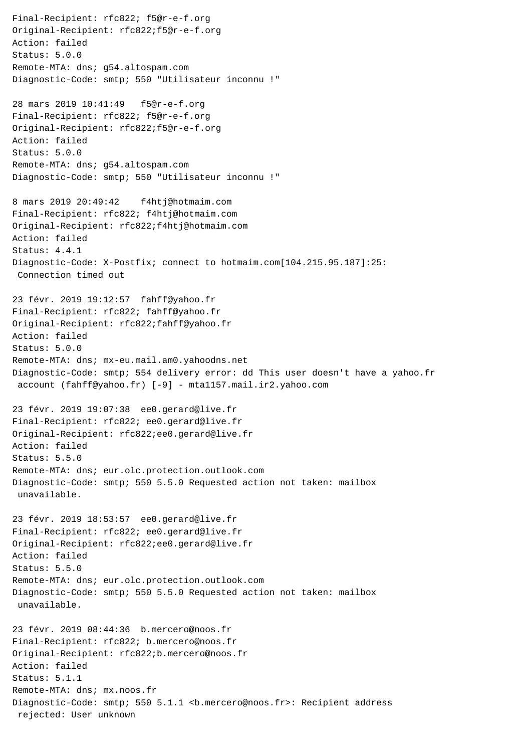```
Final-Recipient: rfc822; f5@r-e-f.org
Original-Recipient: rfc822;f5@r-e-f.org
Action: failed
Status: 5.0.0
Remote-MTA: dns; g54.altospam.com
Diagnostic-Code: smtp; 550 "Utilisateur inconnu !"

28 mars 2019 10:41:49   f5@r-e-f.org
Final-Recipient: rfc822; f5@r-e-f.org
Original-Recipient: rfc822;f5@r-e-f.org
Action: failed
Status: 5.0.0
Remote-MTA: dns; g54.altospam.com
Diagnostic-Code: smtp; 550 "Utilisateur inconnu !"

8 mars 2019 20:49:42    f4htj@hotmaim.com
Final-Recipient: rfc822; f4htj@hotmaim.com
Original-Recipient: rfc822;f4htj@hotmaim.com
Action: failed
Status: 4.4.1
Diagnostic-Code: X-Postfix; connect to hotmaim.com[104.215.95.187]:25:
 Connection timed out

23 févr. 2019 19:12:57  fahff@yahoo.fr
Final-Recipient: rfc822; fahff@yahoo.fr
Original-Recipient: rfc822;fahff@yahoo.fr
Action: failed
Status: 5.0.0
Remote-MTA: dns; mx-eu.mail.am0.yahoodns.net
Diagnostic-Code: smtp; 554 delivery error: dd This user doesn't have a yahoo.fr
 account (fahff@yahoo.fr) [-9] - mta1157.mail.ir2.yahoo.com

23 févr. 2019 19:07:38  ee0.gerard@live.fr
Final-Recipient: rfc822; ee0.gerard@live.fr
Original-Recipient: rfc822;ee0.gerard@live.fr
Action: failed
Status: 5.5.0
Remote-MTA: dns; eur.olc.protection.outlook.com
Diagnostic-Code: smtp; 550 5.5.0 Requested action not taken: mailbox
 unavailable.

23 févr. 2019 18:53:57  ee0.gerard@live.fr
Final-Recipient: rfc822; ee0.gerard@live.fr
Original-Recipient: rfc822;ee0.gerard@live.fr
Action: failed
Status: 5.5.0
Remote-MTA: dns; eur.olc.protection.outlook.com
Diagnostic-Code: smtp; 550 5.5.0 Requested action not taken: mailbox
 unavailable.

23 févr. 2019 08:44:36  b.mercero@noos.fr
Final-Recipient: rfc822; b.mercero@noos.fr
Original-Recipient: rfc822;b.mercero@noos.fr
Action: failed
Status: 5.1.1
Remote-MTA: dns; mx.noos.fr
Diagnostic-Code: smtp; 550 5.1.1 <b.mercero@noos.fr>: Recipient address
 rejected: User unknown
```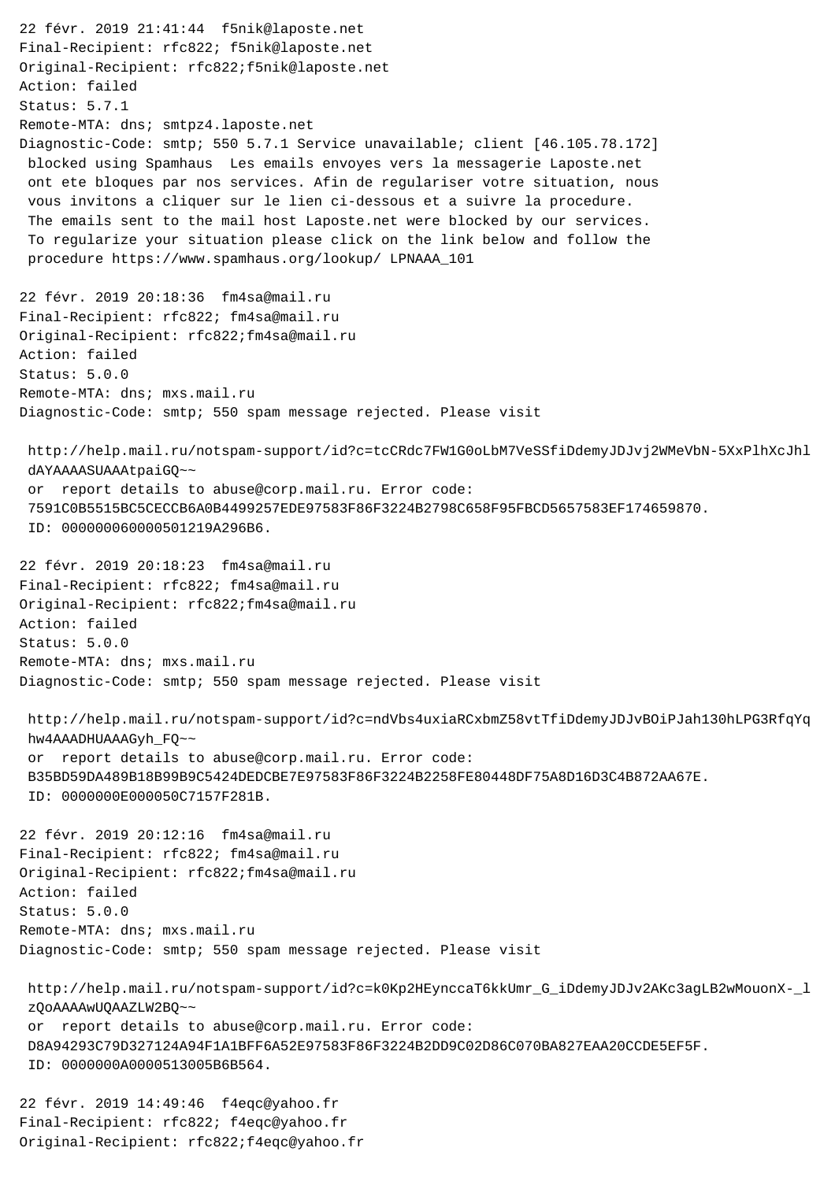```
22 févr. 2019 21:41:44  f5nik@laposte.net
Final-Recipient: rfc822; f5nik@laposte.net
Original-Recipient: rfc822;f5nik@laposte.net
Action: failed
Status: 5.7.1
Remote-MTA: dns; smtpz4.laposte.net
Diagnostic-Code: smtp; 550 5.7.1 Service unavailable; client [46.105.78.172]
 blocked using Spamhaus  Les emails envoyes vers la messagerie Laposte.net
 ont ete bloques par nos services. Afin de regulariser votre situation, nous
 vous invitons a cliquer sur le lien ci-dessous et a suivre la procedure.
 The emails sent to the mail host Laposte.net were blocked by our services.
 To regularize your situation please click on the link below and follow the
 procedure https://www.spamhaus.org/lookup/ LPNAAA_101

22 févr. 2019 20:18:36  fm4sa@mail.ru
Final-Recipient: rfc822; fm4sa@mail.ru
Original-Recipient: rfc822;fm4sa@mail.ru
Action: failed
Status: 5.0.0
Remote-MTA: dns; mxs.mail.ru
Diagnostic-Code: smtp; 550 spam message rejected. Please visit

 http://help.mail.ru/notspam-support/id?c=tcCRdc7FW1G0oLbM7VeSSfiDdemyJDJvj2WMeVbN-5XxPlhXcJhl
 dAYAAAASUAAAtpaiGQ~~
 or  report details to abuse@corp.mail.ru. Error code:
 7591C0B5515BC5CECCB6A0B4499257EDE97583F86F3224B2798C658F95FBCD5657583EF174659870.
 ID: 0000000600000501219A296B6.

22 févr. 2019 20:18:23  fm4sa@mail.ru
Final-Recipient: rfc822; fm4sa@mail.ru
Original-Recipient: rfc822;fm4sa@mail.ru
Action: failed
Status: 5.0.0
Remote-MTA: dns; mxs.mail.ru
Diagnostic-Code: smtp; 550 spam message rejected. Please visit

 http://help.mail.ru/notspam-support/id?c=ndVbs4uxiaRCxbmZ58vtTfiDdemyJDJvBOiPJah130hLPG3RfqYq
 hw4AAADHUAAAGyh_FQ~~
 or  report details to abuse@corp.mail.ru. Error code:
 B35BD59DA489B18B99B9C5424DEDCBE7E97583F86F3224B2258FE80448DF75A8D16D3C4B872AA67E.
 ID: 0000000E000050C7157F281B.

22 févr. 2019 20:12:16  fm4sa@mail.ru
Final-Recipient: rfc822; fm4sa@mail.ru
Original-Recipient: rfc822;fm4sa@mail.ru
Action: failed
Status: 5.0.0
Remote-MTA: dns; mxs.mail.ru
Diagnostic-Code: smtp; 550 spam message rejected. Please visit

 http://help.mail.ru/notspam-support/id?c=k0Kp2HEynccaT6kkUmr_G_iDdemyJDJv2AKc3agLB2wMouonX-_l
 zQoAAAAwUQAAZLW2BQ~~
 or  report details to abuse@corp.mail.ru. Error code:
 D8A94293C79D327124A94F1A1BFF6A52E97583F86F3224B2DD9C02D86C070BA827EAA20CCDE5EF5F.
 ID: 0000000A0000513005B6B564.

22 févr. 2019 14:49:46  f4eqc@yahoo.fr
Final-Recipient: rfc822; f4eqc@yahoo.fr
Original-Recipient: rfc822;f4eqc@yahoo.fr
```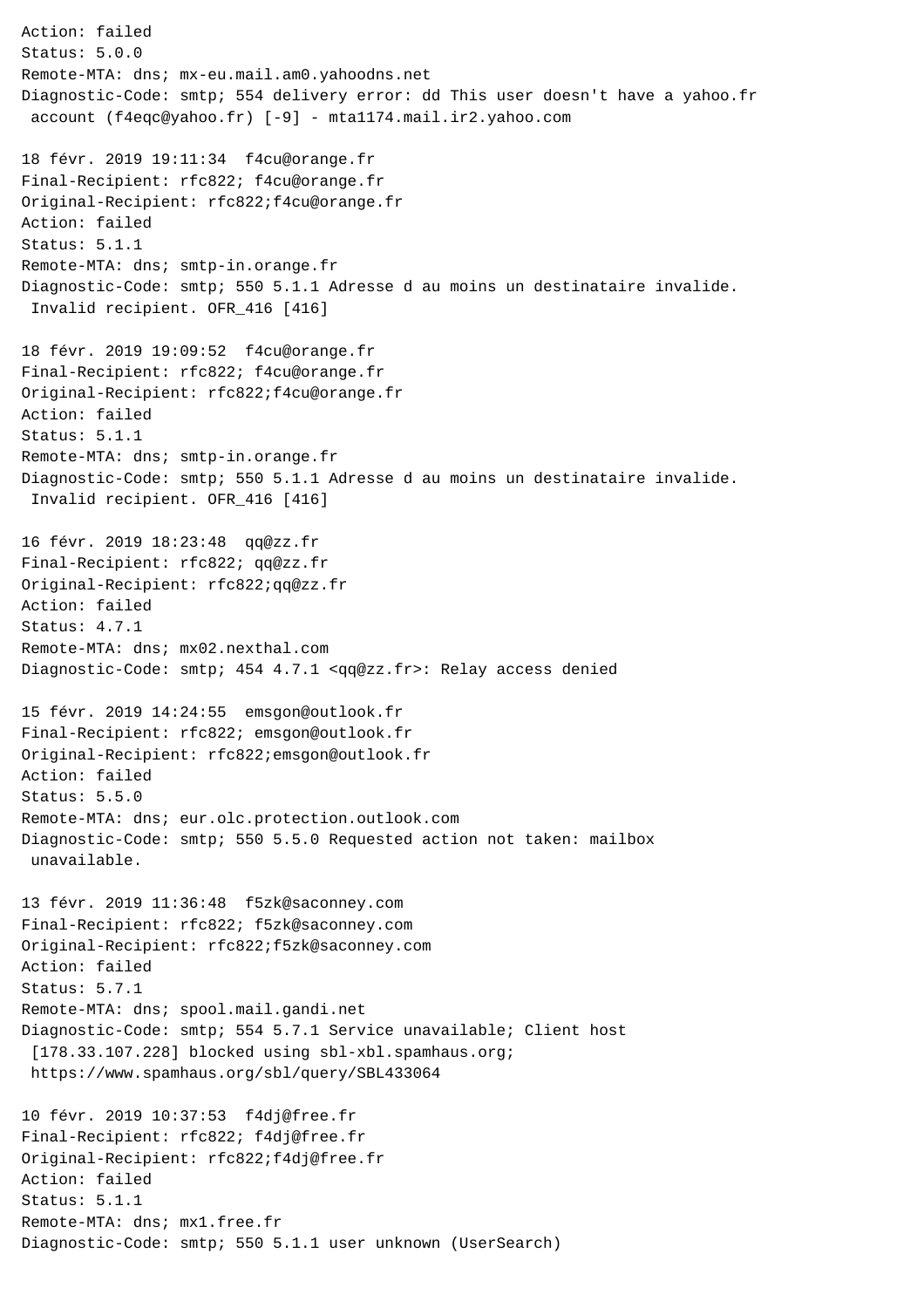```
Action: failed
Status: 5.0.0
Remote-MTA: dns; mx-eu.mail.am0.yahoodns.net
Diagnostic-Code: smtp; 554 delivery error: dd This user doesn't have a yahoo.fr
 account (f4eqc@yahoo.fr) [-9] - mta1174.mail.ir2.yahoo.com

18 févr. 2019 19:11:34  f4cu@orange.fr
Final-Recipient: rfc822; f4cu@orange.fr
Original-Recipient: rfc822;f4cu@orange.fr
Action: failed
Status: 5.1.1
Remote-MTA: dns; smtp-in.orange.fr
Diagnostic-Code: smtp; 550 5.1.1 Adresse d au moins un destinataire invalide.
 Invalid recipient. OFR_416 [416]

18 févr. 2019 19:09:52  f4cu@orange.fr
Final-Recipient: rfc822; f4cu@orange.fr
Original-Recipient: rfc822;f4cu@orange.fr
Action: failed
Status: 5.1.1
Remote-MTA: dns; smtp-in.orange.fr
Diagnostic-Code: smtp; 550 5.1.1 Adresse d au moins un destinataire invalide.
 Invalid recipient. OFR_416 [416]

16 févr. 2019 18:23:48  qq@zz.fr
Final-Recipient: rfc822; qq@zz.fr
Original-Recipient: rfc822;qq@zz.fr
Action: failed
Status: 4.7.1
Remote-MTA: dns; mx02.nexthal.com
Diagnostic-Code: smtp; 454 4.7.1 <qq@zz.fr>: Relay access denied

15 févr. 2019 14:24:55  emsgon@outlook.fr
Final-Recipient: rfc822; emsgon@outlook.fr
Original-Recipient: rfc822;emsgon@outlook.fr
Action: failed
Status: 5.5.0
Remote-MTA: dns; eur.olc.protection.outlook.com
Diagnostic-Code: smtp; 550 5.5.0 Requested action not taken: mailbox
 unavailable.

13 févr. 2019 11:36:48  f5zk@saconney.com
Final-Recipient: rfc822; f5zk@saconney.com
Original-Recipient: rfc822;f5zk@saconney.com
Action: failed
Status: 5.7.1
Remote-MTA: dns; spool.mail.gandi.net
Diagnostic-Code: smtp; 554 5.7.1 Service unavailable; Client host
 [178.33.107.228] blocked using sbl-xbl.spamhaus.org;
 https://www.spamhaus.org/sbl/query/SBL433064

10 févr. 2019 10:37:53  f4dj@free.fr
Final-Recipient: rfc822; f4dj@free.fr
Original-Recipient: rfc822;f4dj@free.fr
Action: failed
Status: 5.1.1
Remote-MTA: dns; mx1.free.fr
Diagnostic-Code: smtp; 550 5.1.1 user unknown (UserSearch)
```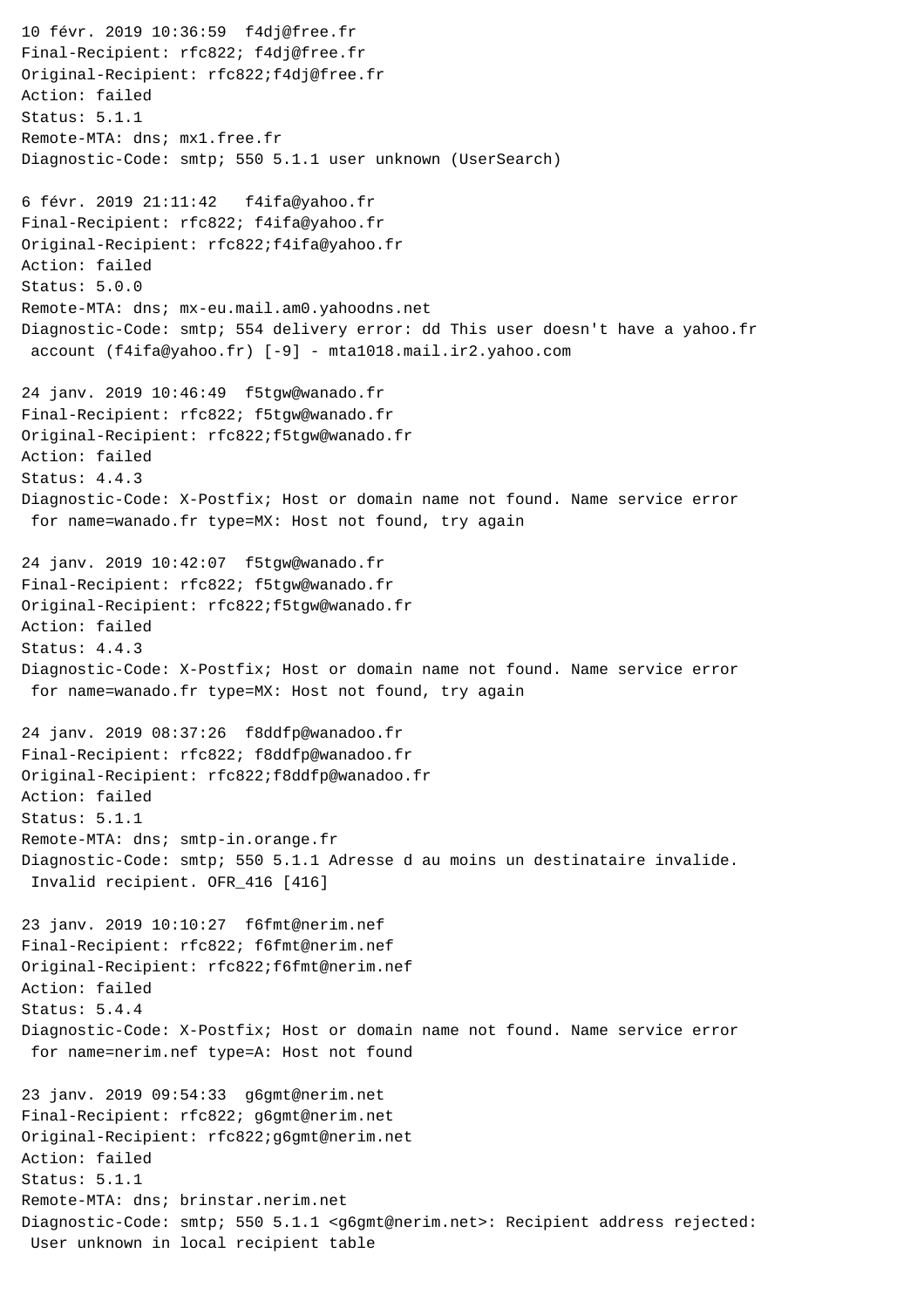```
10 févr. 2019 10:36:59  f4dj@free.fr
Final-Recipient: rfc822; f4dj@free.fr
Original-Recipient: rfc822;f4dj@free.fr
Action: failed
Status: 5.1.1
Remote-MTA: dns; mx1.free.fr
Diagnostic-Code: smtp; 550 5.1.1 user unknown (UserSearch)

6 févr. 2019 21:11:42   f4ifa@yahoo.fr
Final-Recipient: rfc822; f4ifa@yahoo.fr
Original-Recipient: rfc822;f4ifa@yahoo.fr
Action: failed
Status: 5.0.0
Remote-MTA: dns; mx-eu.mail.am0.yahoodns.net
Diagnostic-Code: smtp; 554 delivery error: dd This user doesn't have a yahoo.fr
 account (f4ifa@yahoo.fr) [-9] - mta1018.mail.ir2.yahoo.com

24 janv. 2019 10:46:49  f5tgw@wanado.fr
Final-Recipient: rfc822; f5tgw@wanado.fr
Original-Recipient: rfc822;f5tgw@wanado.fr
Action: failed
Status: 4.4.3
Diagnostic-Code: X-Postfix; Host or domain name not found. Name service error
 for name=wanado.fr type=MX: Host not found, try again

24 janv. 2019 10:42:07  f5tgw@wanado.fr
Final-Recipient: rfc822; f5tgw@wanado.fr
Original-Recipient: rfc822;f5tgw@wanado.fr
Action: failed
Status: 4.4.3
Diagnostic-Code: X-Postfix; Host or domain name not found. Name service error
 for name=wanado.fr type=MX: Host not found, try again

24 janv. 2019 08:37:26  f8ddfp@wanadoo.fr
Final-Recipient: rfc822; f8ddfp@wanadoo.fr
Original-Recipient: rfc822;f8ddfp@wanadoo.fr
Action: failed
Status: 5.1.1
Remote-MTA: dns; smtp-in.orange.fr
Diagnostic-Code: smtp; 550 5.1.1 Adresse d au moins un destinataire invalide.
 Invalid recipient. OFR_416 [416]

23 janv. 2019 10:10:27  f6fmt@nerim.nef
Final-Recipient: rfc822; f6fmt@nerim.nef
Original-Recipient: rfc822;f6fmt@nerim.nef
Action: failed
Status: 5.4.4
Diagnostic-Code: X-Postfix; Host or domain name not found. Name service error
 for name=nerim.nef type=A: Host not found

23 janv. 2019 09:54:33  g6gmt@nerim.net
Final-Recipient: rfc822; g6gmt@nerim.net
Original-Recipient: rfc822;g6gmt@nerim.net
Action: failed
Status: 5.1.1
Remote-MTA: dns; brinstar.nerim.net
Diagnostic-Code: smtp; 550 5.1.1 <g6gmt@nerim.net>: Recipient address rejected:
 User unknown in local recipient table
```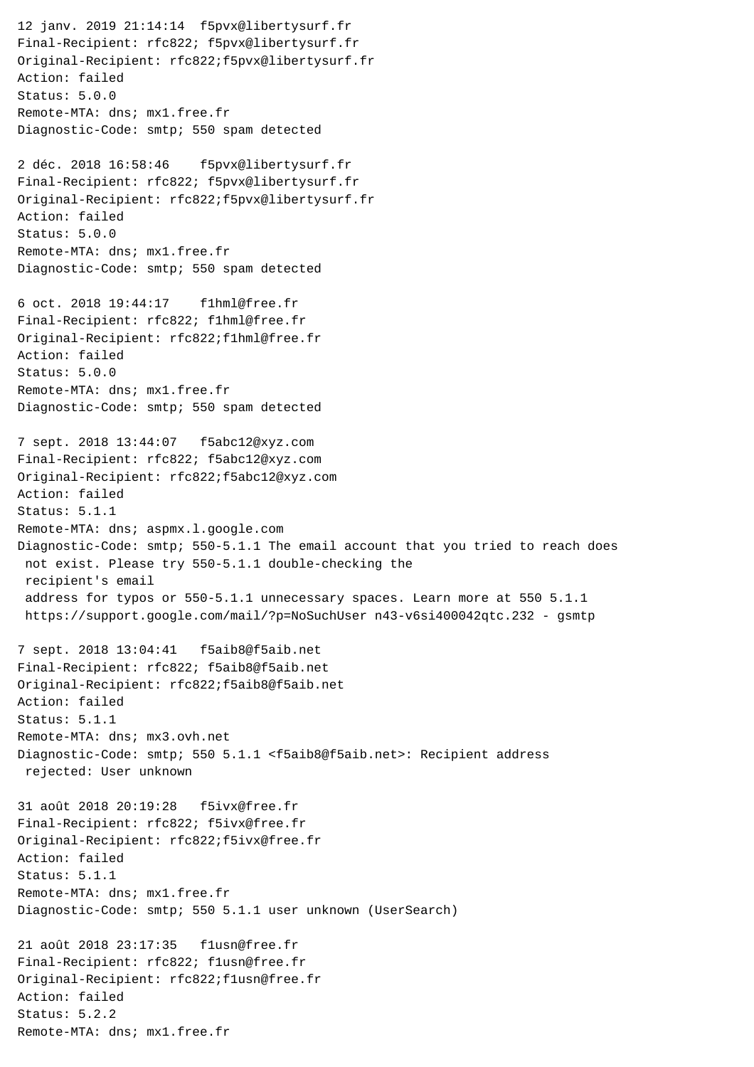```
12 janv. 2019 21:14:14  f5pvx@libertysurf.fr
Final-Recipient: rfc822; f5pvx@libertysurf.fr
Original-Recipient: rfc822;f5pvx@libertysurf.fr
Action: failed
Status: 5.0.0
Remote-MTA: dns; mx1.free.fr
Diagnostic-Code: smtp; 550 spam detected

2 déc. 2018 16:58:46    f5pvx@libertysurf.fr
Final-Recipient: rfc822; f5pvx@libertysurf.fr
Original-Recipient: rfc822;f5pvx@libertysurf.fr
Action: failed
Status: 5.0.0
Remote-MTA: dns; mx1.free.fr
Diagnostic-Code: smtp; 550 spam detected

6 oct. 2018 19:44:17    f1hml@free.fr
Final-Recipient: rfc822; f1hml@free.fr
Original-Recipient: rfc822;f1hml@free.fr
Action: failed
Status: 5.0.0
Remote-MTA: dns; mx1.free.fr
Diagnostic-Code: smtp; 550 spam detected

7 sept. 2018 13:44:07   f5abc12@xyz.com
Final-Recipient: rfc822; f5abc12@xyz.com
Original-Recipient: rfc822;f5abc12@xyz.com
Action: failed
Status: 5.1.1
Remote-MTA: dns; aspmx.l.google.com
Diagnostic-Code: smtp; 550-5.1.1 The email account that you tried to reach does
 not exist. Please try 550-5.1.1 double-checking the
 recipient's email
 address for typos or 550-5.1.1 unnecessary spaces. Learn more at 550 5.1.1
 https://support.google.com/mail/?p=NoSuchUser n43-v6si400042qtc.232 - gsmtp

7 sept. 2018 13:04:41   f5aib8@f5aib.net
Final-Recipient: rfc822; f5aib8@f5aib.net
Original-Recipient: rfc822;f5aib8@f5aib.net
Action: failed
Status: 5.1.1
Remote-MTA: dns; mx3.ovh.net
Diagnostic-Code: smtp; 550 5.1.1 <f5aib8@f5aib.net>: Recipient address
 rejected: User unknown

31 août 2018 20:19:28   f5ivx@free.fr
Final-Recipient: rfc822; f5ivx@free.fr
Original-Recipient: rfc822;f5ivx@free.fr
Action: failed
Status: 5.1.1
Remote-MTA: dns; mx1.free.fr
Diagnostic-Code: smtp; 550 5.1.1 user unknown (UserSearch)

21 août 2018 23:17:35   f1usn@free.fr
Final-Recipient: rfc822; f1usn@free.fr
Original-Recipient: rfc822;f1usn@free.fr
Action: failed
Status: 5.2.2
Remote-MTA: dns; mx1.free.fr
```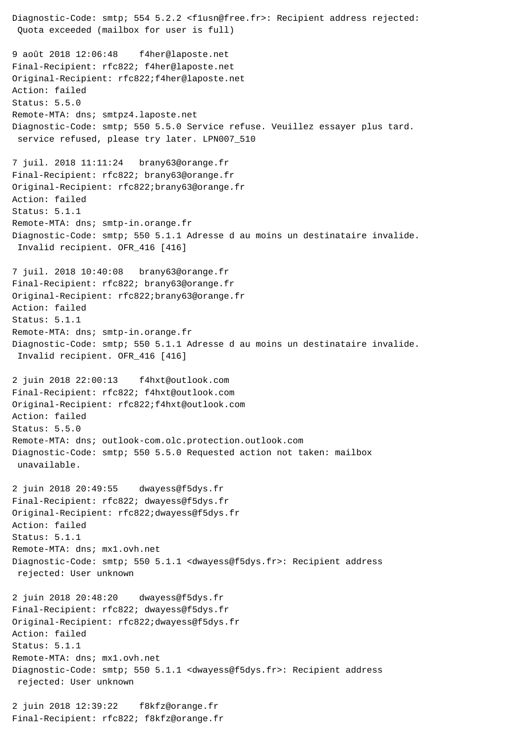```
Diagnostic-Code: smtp; 554 5.2.2 <f1usn@free.fr>: Recipient address rejected:
 Quota exceeded (mailbox for user is full)

9 août 2018 12:06:48    f4her@laposte.net
Final-Recipient: rfc822; f4her@laposte.net
Original-Recipient: rfc822;f4her@laposte.net
Action: failed
Status: 5.5.0
Remote-MTA: dns; smtpz4.laposte.net
Diagnostic-Code: smtp; 550 5.5.0 Service refuse. Veuillez essayer plus tard.
 service refused, please try later. LPN007_510

7 juil. 2018 11:11:24   brany63@orange.fr
Final-Recipient: rfc822; brany63@orange.fr
Original-Recipient: rfc822;brany63@orange.fr
Action: failed
Status: 5.1.1
Remote-MTA: dns; smtp-in.orange.fr
Diagnostic-Code: smtp; 550 5.1.1 Adresse d au moins un destinataire invalide.
 Invalid recipient. OFR_416 [416]

7 juil. 2018 10:40:08   brany63@orange.fr
Final-Recipient: rfc822; brany63@orange.fr
Original-Recipient: rfc822;brany63@orange.fr
Action: failed
Status: 5.1.1
Remote-MTA: dns; smtp-in.orange.fr
Diagnostic-Code: smtp; 550 5.1.1 Adresse d au moins un destinataire invalide.
 Invalid recipient. OFR_416 [416]

2 juin 2018 22:00:13    f4hxt@outlook.com
Final-Recipient: rfc822; f4hxt@outlook.com
Original-Recipient: rfc822;f4hxt@outlook.com
Action: failed
Status: 5.5.0
Remote-MTA: dns; outlook-com.olc.protection.outlook.com
Diagnostic-Code: smtp; 550 5.5.0 Requested action not taken: mailbox
 unavailable.

2 juin 2018 20:49:55    dwayess@f5dys.fr
Final-Recipient: rfc822; dwayess@f5dys.fr
Original-Recipient: rfc822;dwayess@f5dys.fr
Action: failed
Status: 5.1.1
Remote-MTA: dns; mx1.ovh.net
Diagnostic-Code: smtp; 550 5.1.1 <dwayess@f5dys.fr>: Recipient address
 rejected: User unknown

2 juin 2018 20:48:20    dwayess@f5dys.fr
Final-Recipient: rfc822; dwayess@f5dys.fr
Original-Recipient: rfc822;dwayess@f5dys.fr
Action: failed
Status: 5.1.1
Remote-MTA: dns; mx1.ovh.net
Diagnostic-Code: smtp; 550 5.1.1 <dwayess@f5dys.fr>: Recipient address
 rejected: User unknown

2 juin 2018 12:39:22    f8kfz@orange.fr
Final-Recipient: rfc822; f8kfz@orange.fr
```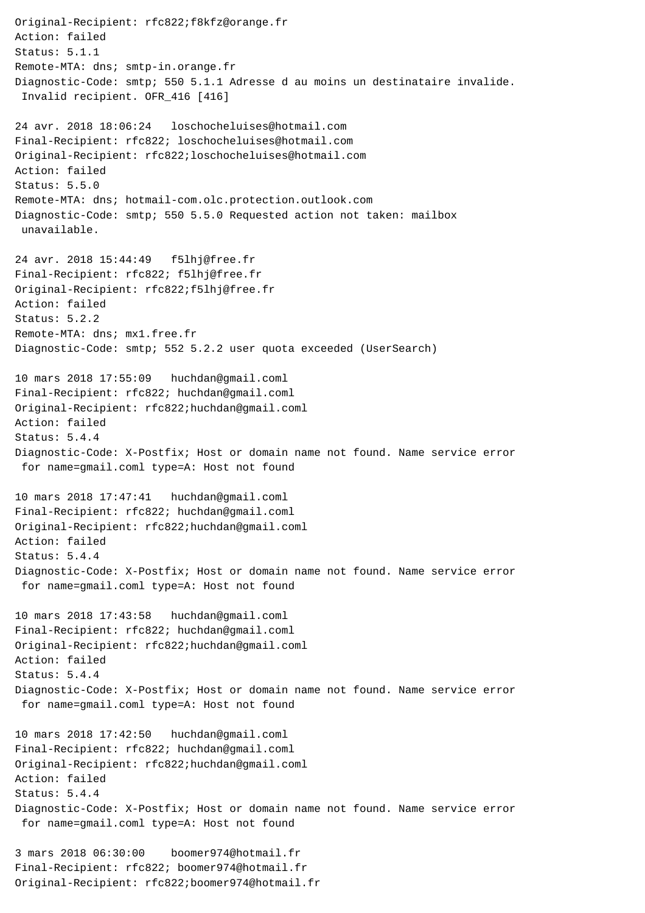Original-Recipient: rfc822;f8kfz@orange.fr
Action: failed
Status: 5.1.1
Remote-MTA: dns; smtp-in.orange.fr
Diagnostic-Code: smtp; 550 5.1.1 Adresse d au moins un destinataire invalide.
Invalid recipient. OFR_416 [416]

24 avr. 2018 18:06:24 loschocheluises@hotmail.com
Final-Recipient: rfc822; loschocheluises@hotmail.com
Original-Recipient: rfc822;loschocheluises@hotmail.com
Action: failed
Status: 5.5.0
Remote-MTA: dns; hotmail-com.olc.protection.outlook.com
Diagnostic-Code: smtp; 550 5.5.0 Requested action not taken: mailbox
unavailable.

24 avr. 2018 15:44:49 f5lhj@free.fr
Final-Recipient: rfc822; f5lhj@free.fr
Original-Recipient: rfc822;f5lhj@free.fr
Action: failed
Status: 5.2.2
Remote-MTA: dns; mx1.free.fr
Diagnostic-Code: smtp; 552 5.2.2 user quota exceeded (UserSearch)

10 mars 2018 17:55:09 huchdan@gmail.coml
Final-Recipient: rfc822; huchdan@gmail.coml
Original-Recipient: rfc822;huchdan@gmail.coml
Action: failed
Status: 5.4.4
Diagnostic-Code: X-Postfix; Host or domain name not found. Name service error
for name=gmail.coml type=A: Host not found

10 mars 2018 17:47:41 huchdan@gmail.coml
Final-Recipient: rfc822; huchdan@gmail.coml
Original-Recipient: rfc822;huchdan@gmail.coml
Action: failed
Status: 5.4.4
Diagnostic-Code: X-Postfix; Host or domain name not found. Name service error
for name=gmail.coml type=A: Host not found

10 mars 2018 17:43:58 huchdan@gmail.coml
Final-Recipient: rfc822; huchdan@gmail.coml
Original-Recipient: rfc822;huchdan@gmail.coml
Action: failed
Status: 5.4.4
Diagnostic-Code: X-Postfix; Host or domain name not found. Name service error
for name=gmail.coml type=A: Host not found

10 mars 2018 17:42:50 huchdan@gmail.coml
Final-Recipient: rfc822; huchdan@gmail.coml
Original-Recipient: rfc822;huchdan@gmail.coml
Action: failed
Status: 5.4.4
Diagnostic-Code: X-Postfix; Host or domain name not found. Name service error
for name=gmail.coml type=A: Host not found

3 mars 2018 06:30:00 boomer974@hotmail.fr
Final-Recipient: rfc822; boomer974@hotmail.fr
Original-Recipient: rfc822;boomer974@hotmail.fr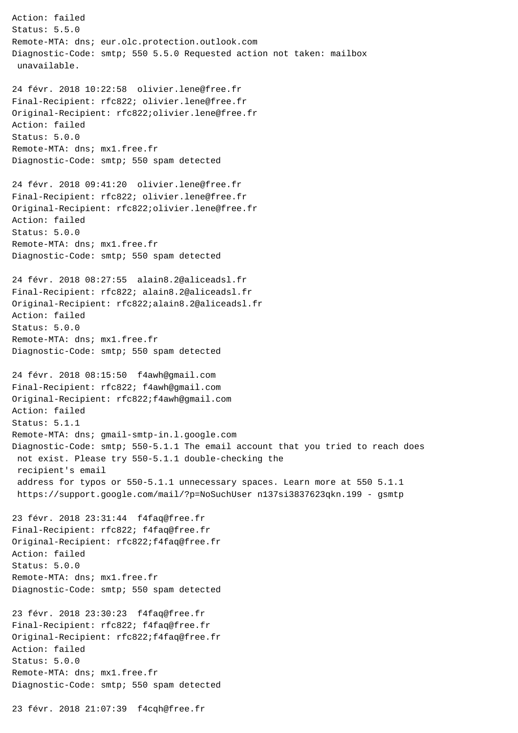```
Action: failed
Status: 5.5.0
Remote-MTA: dns; eur.olc.protection.outlook.com
Diagnostic-Code: smtp; 550 5.5.0 Requested action not taken: mailbox
 unavailable.

24 févr. 2018 10:22:58  olivier.lene@free.fr
Final-Recipient: rfc822; olivier.lene@free.fr
Original-Recipient: rfc822;olivier.lene@free.fr
Action: failed
Status: 5.0.0
Remote-MTA: dns; mx1.free.fr
Diagnostic-Code: smtp; 550 spam detected

24 févr. 2018 09:41:20  olivier.lene@free.fr
Final-Recipient: rfc822; olivier.lene@free.fr
Original-Recipient: rfc822;olivier.lene@free.fr
Action: failed
Status: 5.0.0
Remote-MTA: dns; mx1.free.fr
Diagnostic-Code: smtp; 550 spam detected

24 févr. 2018 08:27:55  alain8.2@aliceadsl.fr
Final-Recipient: rfc822; alain8.2@aliceadsl.fr
Original-Recipient: rfc822;alain8.2@aliceadsl.fr
Action: failed
Status: 5.0.0
Remote-MTA: dns; mx1.free.fr
Diagnostic-Code: smtp; 550 spam detected

24 févr. 2018 08:15:50  f4awh@gmail.com
Final-Recipient: rfc822; f4awh@gmail.com
Original-Recipient: rfc822;f4awh@gmail.com
Action: failed
Status: 5.1.1
Remote-MTA: dns; gmail-smtp-in.l.google.com
Diagnostic-Code: smtp; 550-5.1.1 The email account that you tried to reach does
 not exist. Please try 550-5.1.1 double-checking the
 recipient's email
 address for typos or 550-5.1.1 unnecessary spaces. Learn more at 550 5.1.1
 https://support.google.com/mail/?p=NoSuchUser n137si3837623qkn.199 - gsmtp

23 févr. 2018 23:31:44  f4faq@free.fr
Final-Recipient: rfc822; f4faq@free.fr
Original-Recipient: rfc822;f4faq@free.fr
Action: failed
Status: 5.0.0
Remote-MTA: dns; mx1.free.fr
Diagnostic-Code: smtp; 550 spam detected

23 févr. 2018 23:30:23  f4faq@free.fr
Final-Recipient: rfc822; f4faq@free.fr
Original-Recipient: rfc822;f4faq@free.fr
Action: failed
Status: 5.0.0
Remote-MTA: dns; mx1.free.fr
Diagnostic-Code: smtp; 550 spam detected

23 févr. 2018 21:07:39  f4cqh@free.fr
```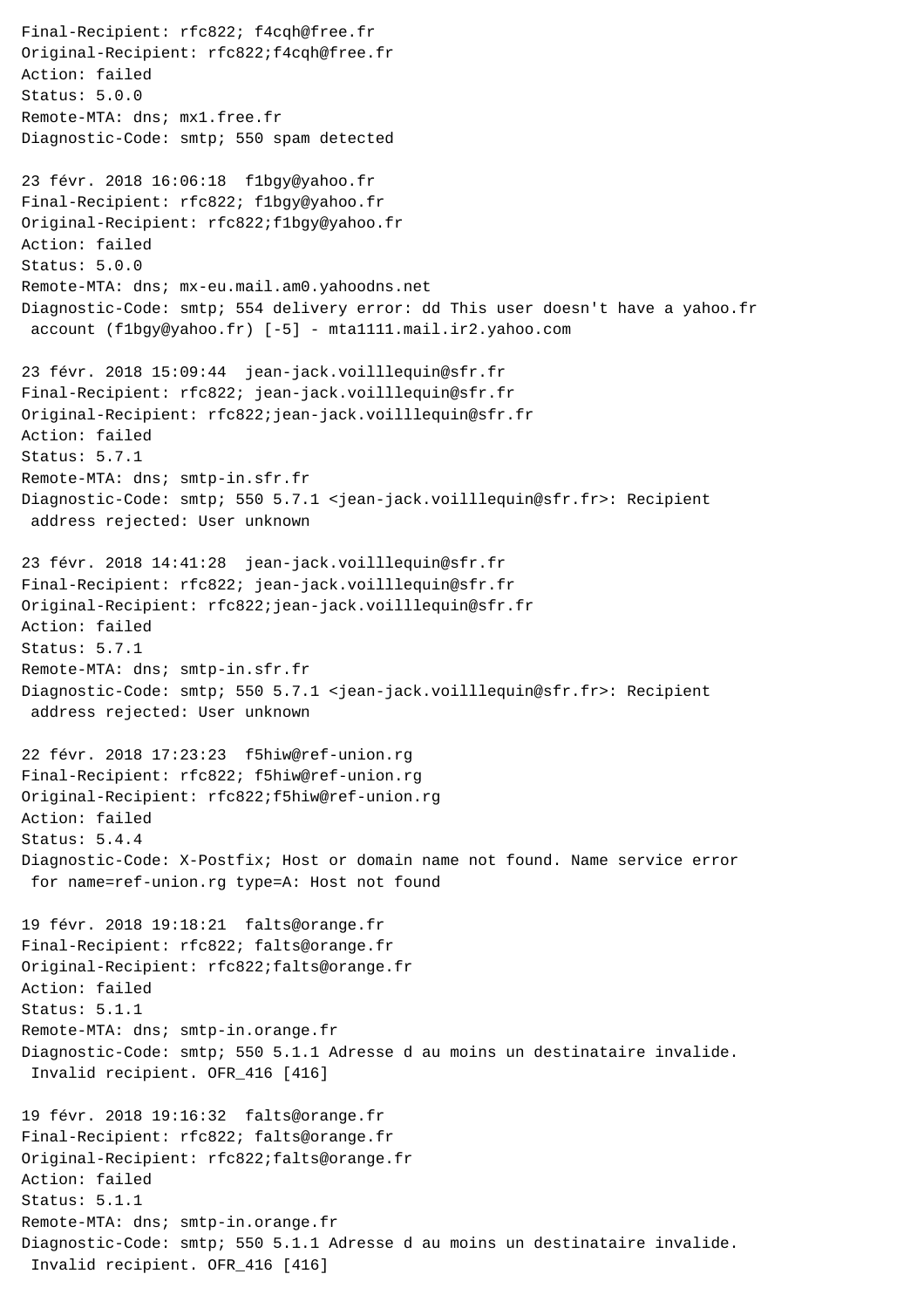```
Final-Recipient: rfc822; f4cqh@free.fr
Original-Recipient: rfc822;f4cqh@free.fr
Action: failed
Status: 5.0.0
Remote-MTA: dns; mx1.free.fr
Diagnostic-Code: smtp; 550 spam detected

23 févr. 2018 16:06:18  f1bgy@yahoo.fr
Final-Recipient: rfc822; f1bgy@yahoo.fr
Original-Recipient: rfc822;f1bgy@yahoo.fr
Action: failed
Status: 5.0.0
Remote-MTA: dns; mx-eu.mail.am0.yahoodns.net
Diagnostic-Code: smtp; 554 delivery error: dd This user doesn't have a yahoo.fr
 account (f1bgy@yahoo.fr) [-5] - mta1111.mail.ir2.yahoo.com

23 févr. 2018 15:09:44  jean-jack.voilllequin@sfr.fr
Final-Recipient: rfc822; jean-jack.voilllequin@sfr.fr
Original-Recipient: rfc822;jean-jack.voilllequin@sfr.fr
Action: failed
Status: 5.7.1
Remote-MTA: dns; smtp-in.sfr.fr
Diagnostic-Code: smtp; 550 5.7.1 <jean-jack.voilllequin@sfr.fr>: Recipient
 address rejected: User unknown

23 févr. 2018 14:41:28  jean-jack.voilllequin@sfr.fr
Final-Recipient: rfc822; jean-jack.voilllequin@sfr.fr
Original-Recipient: rfc822;jean-jack.voilllequin@sfr.fr
Action: failed
Status: 5.7.1
Remote-MTA: dns; smtp-in.sfr.fr
Diagnostic-Code: smtp; 550 5.7.1 <jean-jack.voilllequin@sfr.fr>: Recipient
 address rejected: User unknown

22 févr. 2018 17:23:23  f5hiw@ref-union.rg
Final-Recipient: rfc822; f5hiw@ref-union.rg
Original-Recipient: rfc822;f5hiw@ref-union.rg
Action: failed
Status: 5.4.4
Diagnostic-Code: X-Postfix; Host or domain name not found. Name service error
 for name=ref-union.rg type=A: Host not found

19 févr. 2018 19:18:21  falts@orange.fr
Final-Recipient: rfc822; falts@orange.fr
Original-Recipient: rfc822;falts@orange.fr
Action: failed
Status: 5.1.1
Remote-MTA: dns; smtp-in.orange.fr
Diagnostic-Code: smtp; 550 5.1.1 Adresse d au moins un destinataire invalide.
 Invalid recipient. OFR_416 [416]

19 févr. 2018 19:16:32  falts@orange.fr
Final-Recipient: rfc822; falts@orange.fr
Original-Recipient: rfc822;falts@orange.fr
Action: failed
Status: 5.1.1
Remote-MTA: dns; smtp-in.orange.fr
Diagnostic-Code: smtp; 550 5.1.1 Adresse d au moins un destinataire invalide.
 Invalid recipient. OFR_416 [416]
```